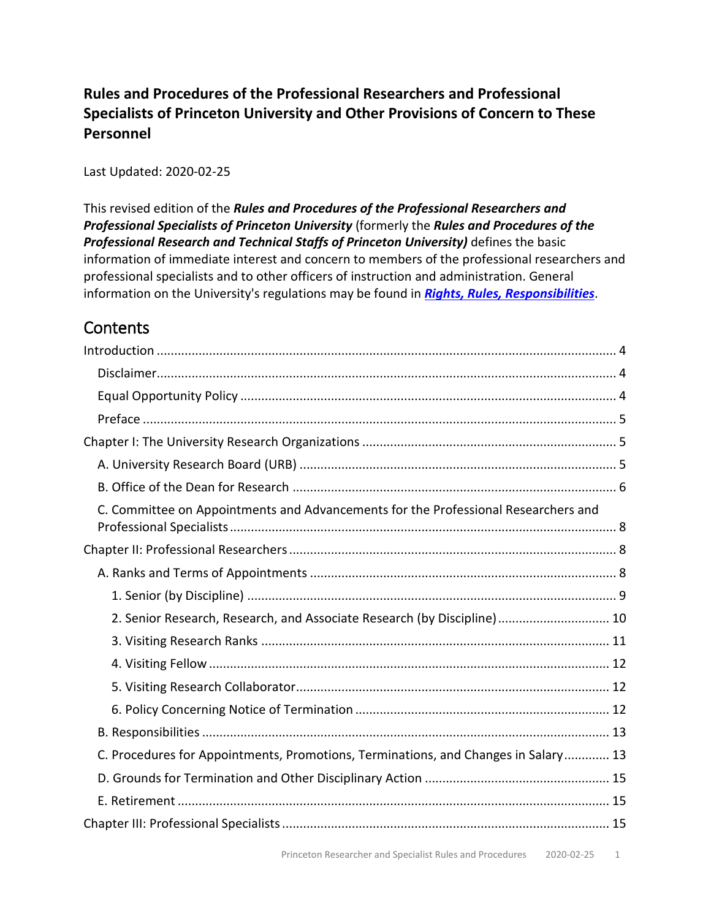# Rules and Procedures of the Professional Researchers and Professional Specialists of Princeton University and Other Provisions of Concern to These Personnel

Last Updated: 2020-02-25

This revised edition of the ***Rules and Procedures of the Professional Researchers and Professional Specialists of Princeton University*** (formerly the ***Rules and Procedures of the Professional Research and Technical Staffs of Princeton University)*** defines the basic information of immediate interest and concern to members of the professional researchers and professional specialists and to other officers of instruction and administration. General information on the University's regulations may be found in ***Rights, Rules, Responsibilities***.

## Contents

- Introduction ........ 4
  - Disclaimer ........ 4
  - Equal Opportunity Policy ........ 4
  - Preface ........ 5
- Chapter I: The University Research Organizations ........ 5
  - A. University Research Board (URB) ........ 5
  - B. Office of the Dean for Research ........ 6
  - C. Committee on Appointments and Advancements for the Professional Researchers and Professional Specialists ........ 8
- Chapter II: Professional Researchers ........ 8
  - A. Ranks and Terms of Appointments ........ 8
    - 1. Senior (by Discipline) ........ 9
    - 2. Senior Research, Research, and Associate Research (by Discipline) ........ 10
    - 3. Visiting Research Ranks ........ 11
    - 4. Visiting Fellow ........ 12
    - 5. Visiting Research Collaborator ........ 12
    - 6. Policy Concerning Notice of Termination ........ 12
  - B. Responsibilities ........ 13
  - C. Procedures for Appointments, Promotions, Terminations, and Changes in Salary ........ 13
  - D. Grounds for Termination and Other Disciplinary Action ........ 15
  - E. Retirement ........ 15
- Chapter III: Professional Specialists ........ 15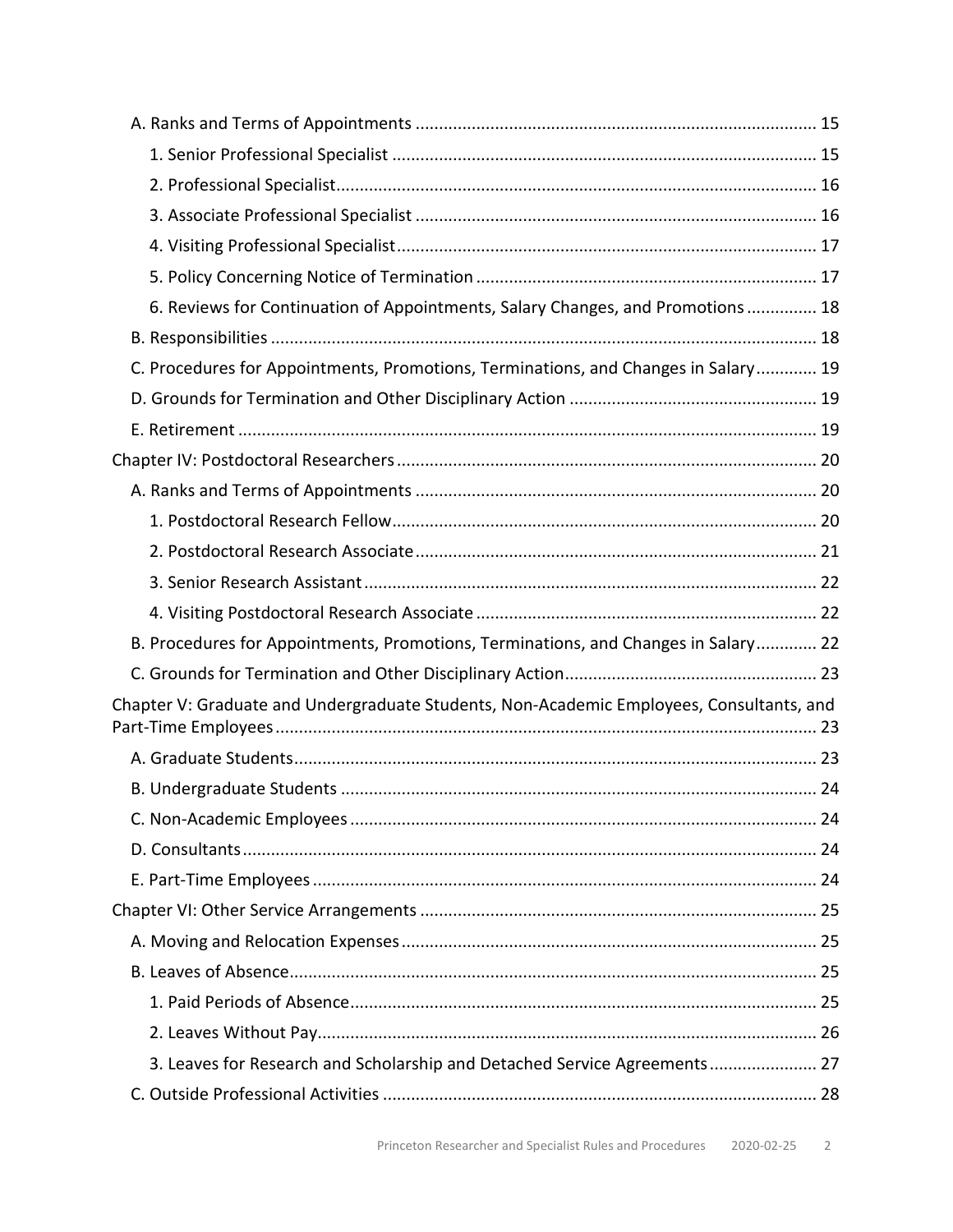- A. Ranks and Terms of Appointments ..... 15
  - 1. Senior Professional Specialist ..... 15
  - 2. Professional Specialist ..... 16
  - 3. Associate Professional Specialist ..... 16
  - 4. Visiting Professional Specialist ..... 17
  - 5. Policy Concerning Notice of Termination ..... 17
  - 6. Reviews for Continuation of Appointments, Salary Changes, and Promotions ..... 18
- B. Responsibilities ..... 18
- C. Procedures for Appointments, Promotions, Terminations, and Changes in Salary ..... 19
- D. Grounds for Termination and Other Disciplinary Action ..... 19
- E. Retirement ..... 19

Chapter IV: Postdoctoral Researchers ..... 20

- A. Ranks and Terms of Appointments ..... 20
  - 1. Postdoctoral Research Fellow ..... 20
  - 2. Postdoctoral Research Associate ..... 21
  - 3. Senior Research Assistant ..... 22
  - 4. Visiting Postdoctoral Research Associate ..... 22
- B. Procedures for Appointments, Promotions, Terminations, and Changes in Salary ..... 22
- C. Grounds for Termination and Other Disciplinary Action ..... 23

Chapter V: Graduate and Undergraduate Students, Non-Academic Employees, Consultants, and Part-Time Employees ..... 23

- A. Graduate Students ..... 23
- B. Undergraduate Students ..... 24
- C. Non-Academic Employees ..... 24
- D. Consultants ..... 24
- E. Part-Time Employees ..... 24

Chapter VI: Other Service Arrangements ..... 25

- A. Moving and Relocation Expenses ..... 25
- B. Leaves of Absence ..... 25
  - 1. Paid Periods of Absence ..... 25
  - 2. Leaves Without Pay ..... 26
  - 3. Leaves for Research and Scholarship and Detached Service Agreements ..... 27
- C. Outside Professional Activities ..... 28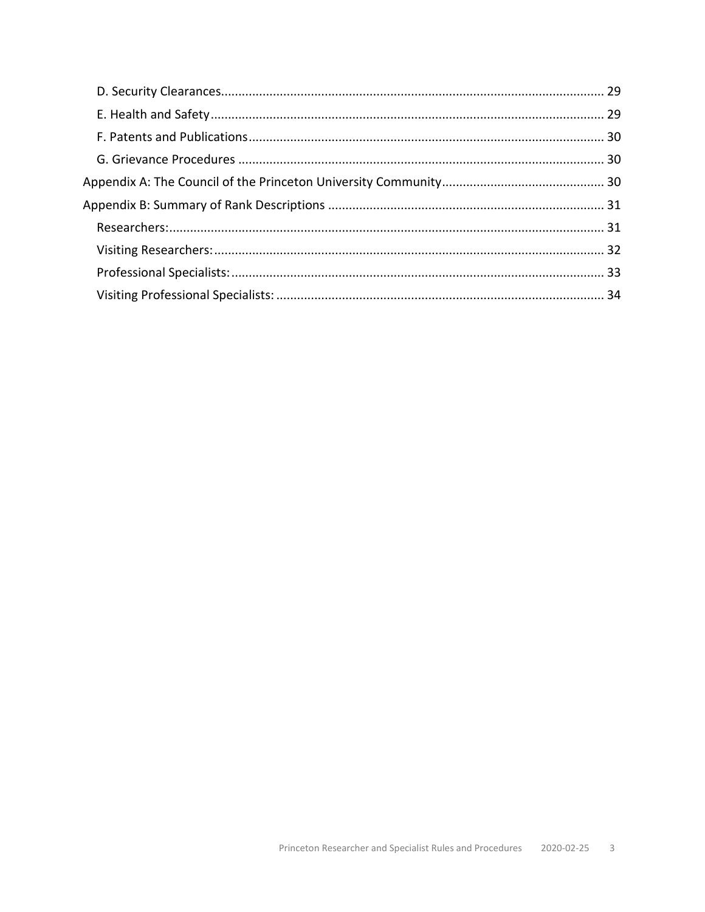- D. Security Clearances .......... 29
- E. Health and Safety .......... 29
- F. Patents and Publications .......... 30
- G. Grievance Procedures .......... 30

Appendix A: The Council of the Princeton University Community .......... 30

Appendix B: Summary of Rank Descriptions .......... 31

- Researchers: .......... 31
- Visiting Researchers: .......... 32
- Professional Specialists: .......... 33
- Visiting Professional Specialists: .......... 34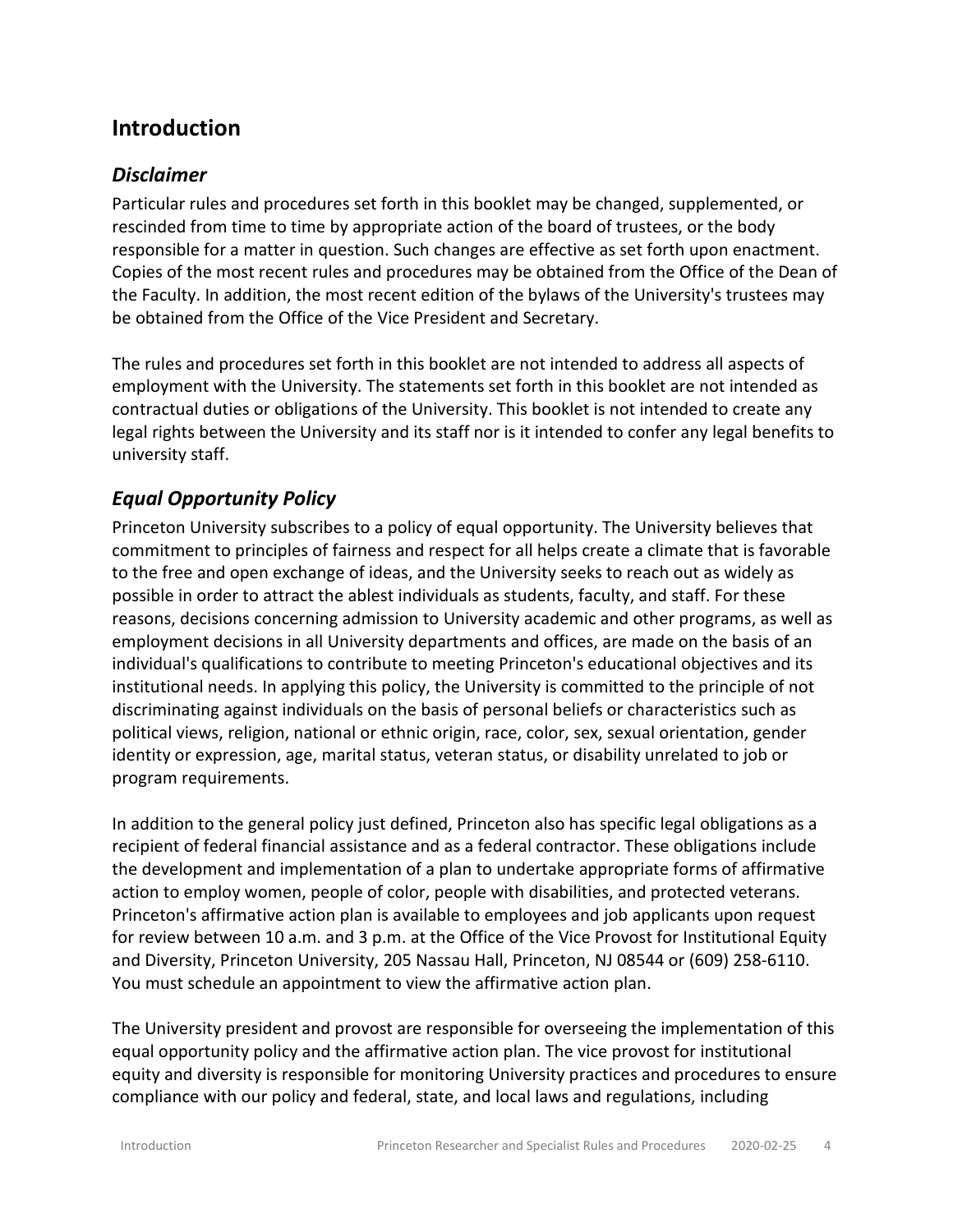## Introduction

### *Disclaimer*

Particular rules and procedures set forth in this booklet may be changed, supplemented, or rescinded from time to time by appropriate action of the board of trustees, or the body responsible for a matter in question. Such changes are effective as set forth upon enactment. Copies of the most recent rules and procedures may be obtained from the Office of the Dean of the Faculty. In addition, the most recent edition of the bylaws of the University's trustees may be obtained from the Office of the Vice President and Secretary.

The rules and procedures set forth in this booklet are not intended to address all aspects of employment with the University. The statements set forth in this booklet are not intended as contractual duties or obligations of the University. This booklet is not intended to create any legal rights between the University and its staff nor is it intended to confer any legal benefits to university staff.

### *Equal Opportunity Policy*

Princeton University subscribes to a policy of equal opportunity. The University believes that commitment to principles of fairness and respect for all helps create a climate that is favorable to the free and open exchange of ideas, and the University seeks to reach out as widely as possible in order to attract the ablest individuals as students, faculty, and staff. For these reasons, decisions concerning admission to University academic and other programs, as well as employment decisions in all University departments and offices, are made on the basis of an individual's qualifications to contribute to meeting Princeton's educational objectives and its institutional needs. In applying this policy, the University is committed to the principle of not discriminating against individuals on the basis of personal beliefs or characteristics such as political views, religion, national or ethnic origin, race, color, sex, sexual orientation, gender identity or expression, age, marital status, veteran status, or disability unrelated to job or program requirements.

In addition to the general policy just defined, Princeton also has specific legal obligations as a recipient of federal financial assistance and as a federal contractor. These obligations include the development and implementation of a plan to undertake appropriate forms of affirmative action to employ women, people of color, people with disabilities, and protected veterans. Princeton's affirmative action plan is available to employees and job applicants upon request for review between 10 a.m. and 3 p.m. at the Office of the Vice Provost for Institutional Equity and Diversity, Princeton University, 205 Nassau Hall, Princeton, NJ 08544 or (609) 258-6110. You must schedule an appointment to view the affirmative action plan.

The University president and provost are responsible for overseeing the implementation of this equal opportunity policy and the affirmative action plan. The vice provost for institutional equity and diversity is responsible for monitoring University practices and procedures to ensure compliance with our policy and federal, state, and local laws and regulations, including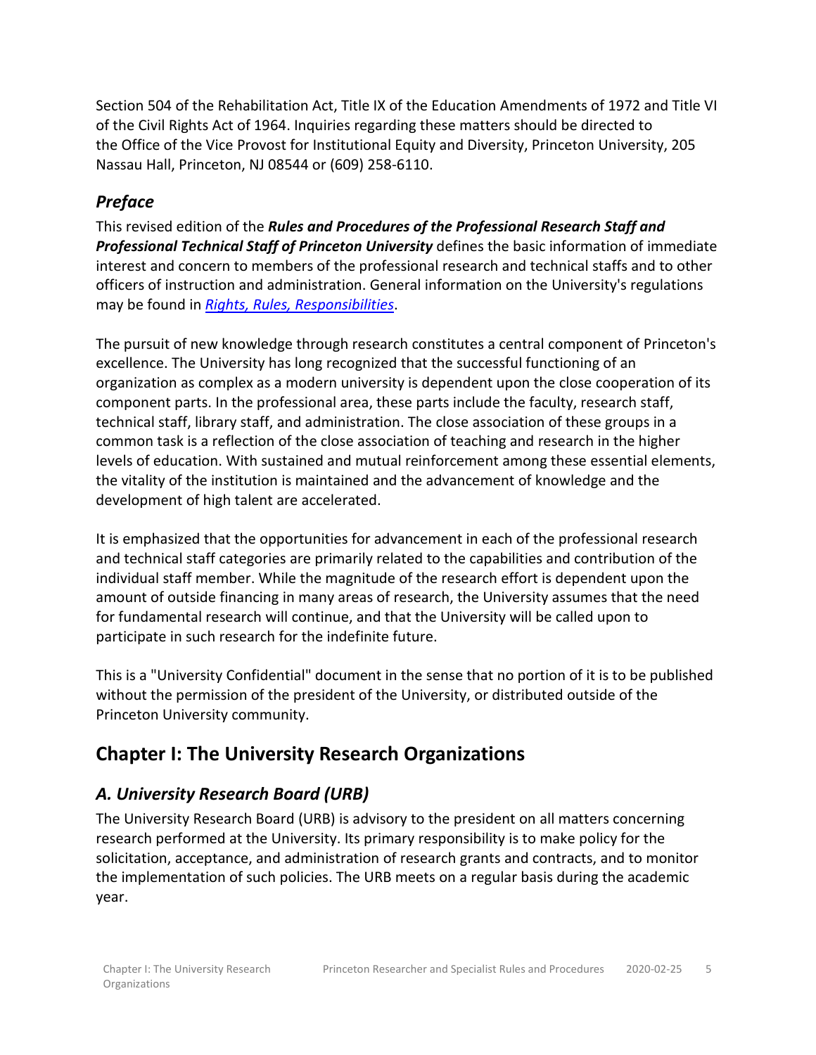Section 504 of the Rehabilitation Act, Title IX of the Education Amendments of 1972 and Title VI of the Civil Rights Act of 1964. Inquiries regarding these matters should be directed to the Office of the Vice Provost for Institutional Equity and Diversity, Princeton University, 205 Nassau Hall, Princeton, NJ 08544 or (609) 258-6110.

### *Preface*

This revised edition of the ***Rules and Procedures of the Professional Research Staff and Professional Technical Staff of Princeton University*** defines the basic information of immediate interest and concern to members of the professional research and technical staffs and to other officers of instruction and administration. General information on the University's regulations may be found in *Rights, Rules, Responsibilities*.

The pursuit of new knowledge through research constitutes a central component of Princeton's excellence. The University has long recognized that the successful functioning of an organization as complex as a modern university is dependent upon the close cooperation of its component parts. In the professional area, these parts include the faculty, research staff, technical staff, library staff, and administration. The close association of these groups in a common task is a reflection of the close association of teaching and research in the higher levels of education. With sustained and mutual reinforcement among these essential elements, the vitality of the institution is maintained and the advancement of knowledge and the development of high talent are accelerated.

It is emphasized that the opportunities for advancement in each of the professional research and technical staff categories are primarily related to the capabilities and contribution of the individual staff member. While the magnitude of the research effort is dependent upon the amount of outside financing in many areas of research, the University assumes that the need for fundamental research will continue, and that the University will be called upon to participate in such research for the indefinite future.

This is a "University Confidential" document in the sense that no portion of it is to be published without the permission of the president of the University, or distributed outside of the Princeton University community.

## Chapter I: The University Research Organizations

### *A. University Research Board (URB)*

The University Research Board (URB) is advisory to the president on all matters concerning research performed at the University. Its primary responsibility is to make policy for the solicitation, acceptance, and administration of research grants and contracts, and to monitor the implementation of such policies. The URB meets on a regular basis during the academic year.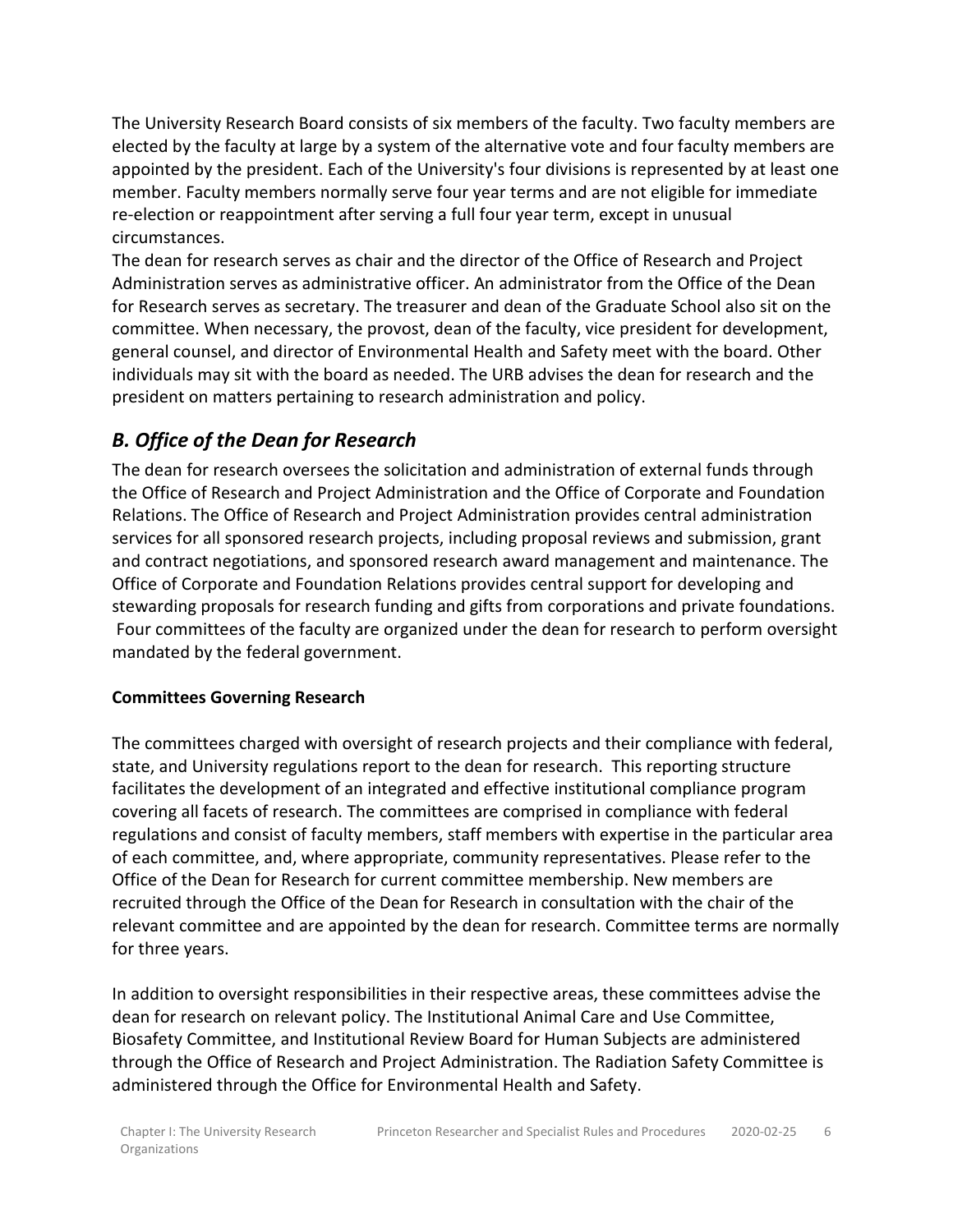The University Research Board consists of six members of the faculty. Two faculty members are elected by the faculty at large by a system of the alternative vote and four faculty members are appointed by the president. Each of the University's four divisions is represented by at least one member. Faculty members normally serve four year terms and are not eligible for immediate re-election or reappointment after serving a full four year term, except in unusual circumstances.

The dean for research serves as chair and the director of the Office of Research and Project Administration serves as administrative officer. An administrator from the Office of the Dean for Research serves as secretary. The treasurer and dean of the Graduate School also sit on the committee. When necessary, the provost, dean of the faculty, vice president for development, general counsel, and director of Environmental Health and Safety meet with the board. Other individuals may sit with the board as needed. The URB advises the dean for research and the president on matters pertaining to research administration and policy.

## *B. Office of the Dean for Research*

The dean for research oversees the solicitation and administration of external funds through the Office of Research and Project Administration and the Office of Corporate and Foundation Relations. The Office of Research and Project Administration provides central administration services for all sponsored research projects, including proposal reviews and submission, grant and contract negotiations, and sponsored research award management and maintenance. The Office of Corporate and Foundation Relations provides central support for developing and stewarding proposals for research funding and gifts from corporations and private foundations. Four committees of the faculty are organized under the dean for research to perform oversight mandated by the federal government.

**Committees Governing Research**

The committees charged with oversight of research projects and their compliance with federal, state, and University regulations report to the dean for research. This reporting structure facilitates the development of an integrated and effective institutional compliance program covering all facets of research. The committees are comprised in compliance with federal regulations and consist of faculty members, staff members with expertise in the particular area of each committee, and, where appropriate, community representatives. Please refer to the Office of the Dean for Research for current committee membership. New members are recruited through the Office of the Dean for Research in consultation with the chair of the relevant committee and are appointed by the dean for research. Committee terms are normally for three years.

In addition to oversight responsibilities in their respective areas, these committees advise the dean for research on relevant policy. The Institutional Animal Care and Use Committee, Biosafety Committee, and Institutional Review Board for Human Subjects are administered through the Office of Research and Project Administration. The Radiation Safety Committee is administered through the Office for Environmental Health and Safety.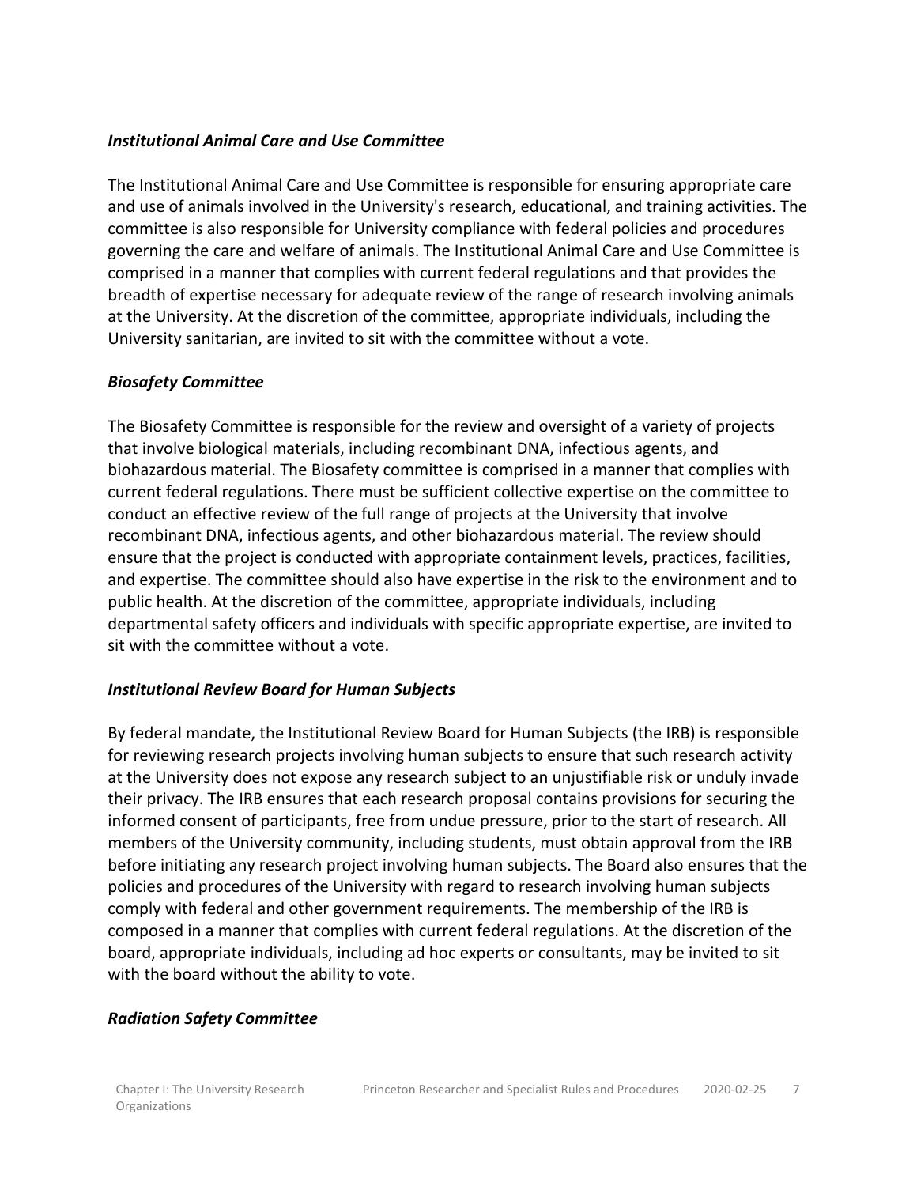### *Institutional Animal Care and Use Committee*

The Institutional Animal Care and Use Committee is responsible for ensuring appropriate care and use of animals involved in the University's research, educational, and training activities. The committee is also responsible for University compliance with federal policies and procedures governing the care and welfare of animals. The Institutional Animal Care and Use Committee is comprised in a manner that complies with current federal regulations and that provides the breadth of expertise necessary for adequate review of the range of research involving animals at the University. At the discretion of the committee, appropriate individuals, including the University sanitarian, are invited to sit with the committee without a vote.

### *Biosafety Committee*

The Biosafety Committee is responsible for the review and oversight of a variety of projects that involve biological materials, including recombinant DNA, infectious agents, and biohazardous material. The Biosafety committee is comprised in a manner that complies with current federal regulations. There must be sufficient collective expertise on the committee to conduct an effective review of the full range of projects at the University that involve recombinant DNA, infectious agents, and other biohazardous material. The review should ensure that the project is conducted with appropriate containment levels, practices, facilities, and expertise. The committee should also have expertise in the risk to the environment and to public health. At the discretion of the committee, appropriate individuals, including departmental safety officers and individuals with specific appropriate expertise, are invited to sit with the committee without a vote.

### *Institutional Review Board for Human Subjects*

By federal mandate, the Institutional Review Board for Human Subjects (the IRB) is responsible for reviewing research projects involving human subjects to ensure that such research activity at the University does not expose any research subject to an unjustifiable risk or unduly invade their privacy. The IRB ensures that each research proposal contains provisions for securing the informed consent of participants, free from undue pressure, prior to the start of research. All members of the University community, including students, must obtain approval from the IRB before initiating any research project involving human subjects. The Board also ensures that the policies and procedures of the University with regard to research involving human subjects comply with federal and other government requirements. The membership of the IRB is composed in a manner that complies with current federal regulations. At the discretion of the board, appropriate individuals, including ad hoc experts or consultants, may be invited to sit with the board without the ability to vote.

### *Radiation Safety Committee*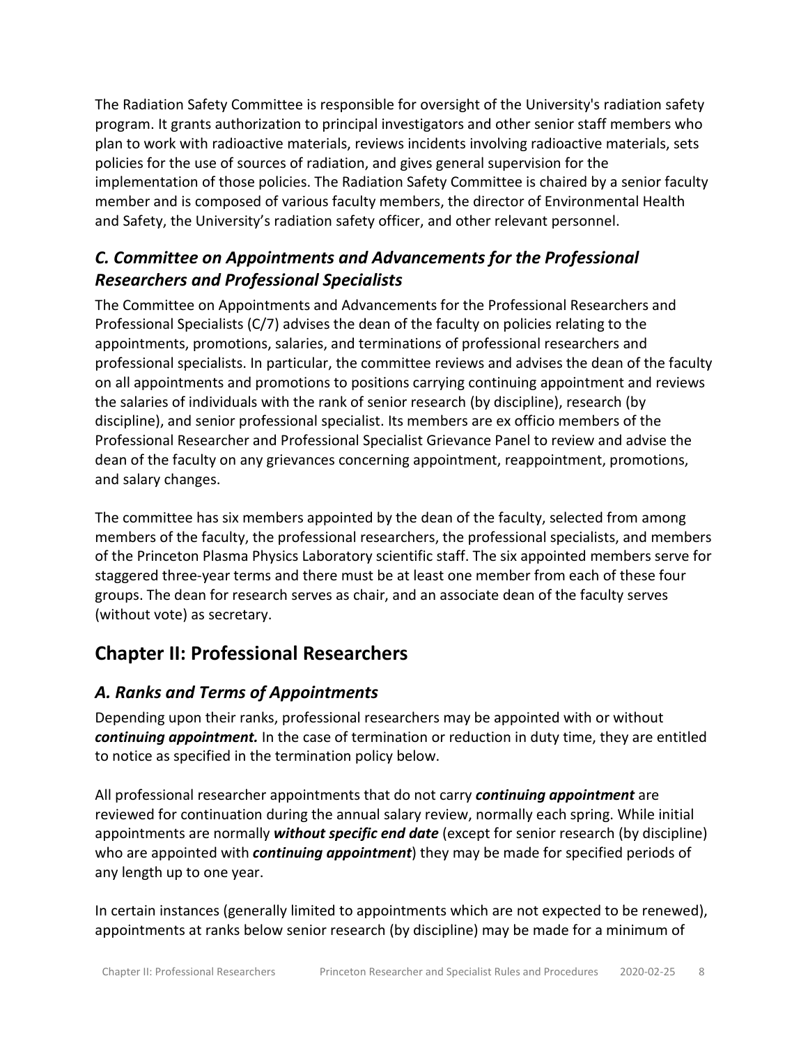The Radiation Safety Committee is responsible for oversight of the University's radiation safety program. It grants authorization to principal investigators and other senior staff members who plan to work with radioactive materials, reviews incidents involving radioactive materials, sets policies for the use of sources of radiation, and gives general supervision for the implementation of those policies. The Radiation Safety Committee is chaired by a senior faculty member and is composed of various faculty members, the director of Environmental Health and Safety, the University's radiation safety officer, and other relevant personnel.

### *C. Committee on Appointments and Advancements for the Professional Researchers and Professional Specialists*

The Committee on Appointments and Advancements for the Professional Researchers and Professional Specialists (C/7) advises the dean of the faculty on policies relating to the appointments, promotions, salaries, and terminations of professional researchers and professional specialists. In particular, the committee reviews and advises the dean of the faculty on all appointments and promotions to positions carrying continuing appointment and reviews the salaries of individuals with the rank of senior research (by discipline), research (by discipline), and senior professional specialist. Its members are ex officio members of the Professional Researcher and Professional Specialist Grievance Panel to review and advise the dean of the faculty on any grievances concerning appointment, reappointment, promotions, and salary changes.

The committee has six members appointed by the dean of the faculty, selected from among members of the faculty, the professional researchers, the professional specialists, and members of the Princeton Plasma Physics Laboratory scientific staff. The six appointed members serve for staggered three-year terms and there must be at least one member from each of these four groups. The dean for research serves as chair, and an associate dean of the faculty serves (without vote) as secretary.

## Chapter II: Professional Researchers

### *A. Ranks and Terms of Appointments*

Depending upon their ranks, professional researchers may be appointed with or without ***continuing appointment.*** In the case of termination or reduction in duty time, they are entitled to notice as specified in the termination policy below.

All professional researcher appointments that do not carry ***continuing appointment*** are reviewed for continuation during the annual salary review, normally each spring. While initial appointments are normally ***without specific end date*** (except for senior research (by discipline) who are appointed with ***continuing appointment***) they may be made for specified periods of any length up to one year.

In certain instances (generally limited to appointments which are not expected to be renewed), appointments at ranks below senior research (by discipline) may be made for a minimum of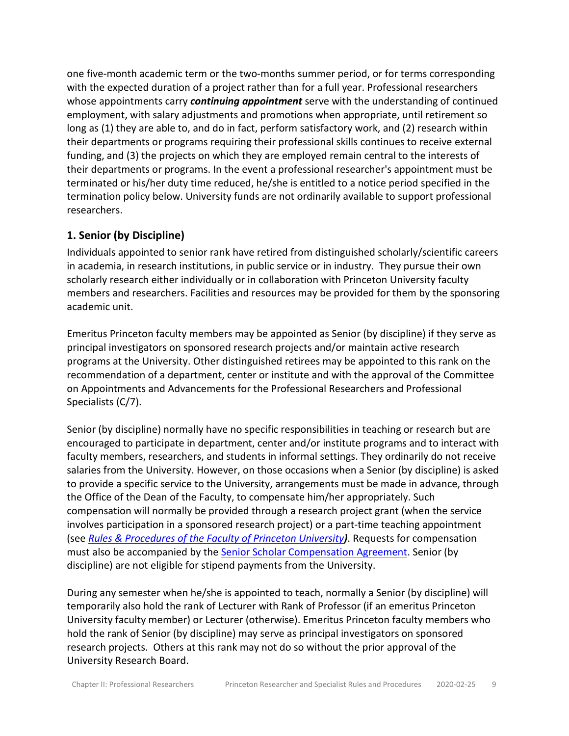one five-month academic term or the two-months summer period, or for terms corresponding with the expected duration of a project rather than for a full year. Professional researchers whose appointments carry ***continuing appointment*** serve with the understanding of continued employment, with salary adjustments and promotions when appropriate, until retirement so long as (1) they are able to, and do in fact, perform satisfactory work, and (2) research within their departments or programs requiring their professional skills continues to receive external funding, and (3) the projects on which they are employed remain central to the interests of their departments or programs. In the event a professional researcher's appointment must be terminated or his/her duty time reduced, he/she is entitled to a notice period specified in the termination policy below. University funds are not ordinarily available to support professional researchers.

### 1. Senior (by Discipline)

Individuals appointed to senior rank have retired from distinguished scholarly/scientific careers in academia, in research institutions, in public service or in industry. They pursue their own scholarly research either individually or in collaboration with Princeton University faculty members and researchers. Facilities and resources may be provided for them by the sponsoring academic unit.

Emeritus Princeton faculty members may be appointed as Senior (by discipline) if they serve as principal investigators on sponsored research projects and/or maintain active research programs at the University. Other distinguished retirees may be appointed to this rank on the recommendation of a department, center or institute and with the approval of the Committee on Appointments and Advancements for the Professional Researchers and Professional Specialists (C/7).

Senior (by discipline) normally have no specific responsibilities in teaching or research but are encouraged to participate in department, center and/or institute programs and to interact with faculty members, researchers, and students in informal settings. They ordinarily do not receive salaries from the University. However, on those occasions when a Senior (by discipline) is asked to provide a specific service to the University, arrangements must be made in advance, through the Office of the Dean of the Faculty, to compensate him/her appropriately. Such compensation will normally be provided through a research project grant (when the service involves participation in a sponsored research project) or a part-time teaching appointment (see *Rules & Procedures of the Faculty of Princeton University*). Requests for compensation must also be accompanied by the Senior Scholar Compensation Agreement. Senior (by discipline) are not eligible for stipend payments from the University.

During any semester when he/she is appointed to teach, normally a Senior (by discipline) will temporarily also hold the rank of Lecturer with Rank of Professor (if an emeritus Princeton University faculty member) or Lecturer (otherwise). Emeritus Princeton faculty members who hold the rank of Senior (by discipline) may serve as principal investigators on sponsored research projects. Others at this rank may not do so without the prior approval of the University Research Board.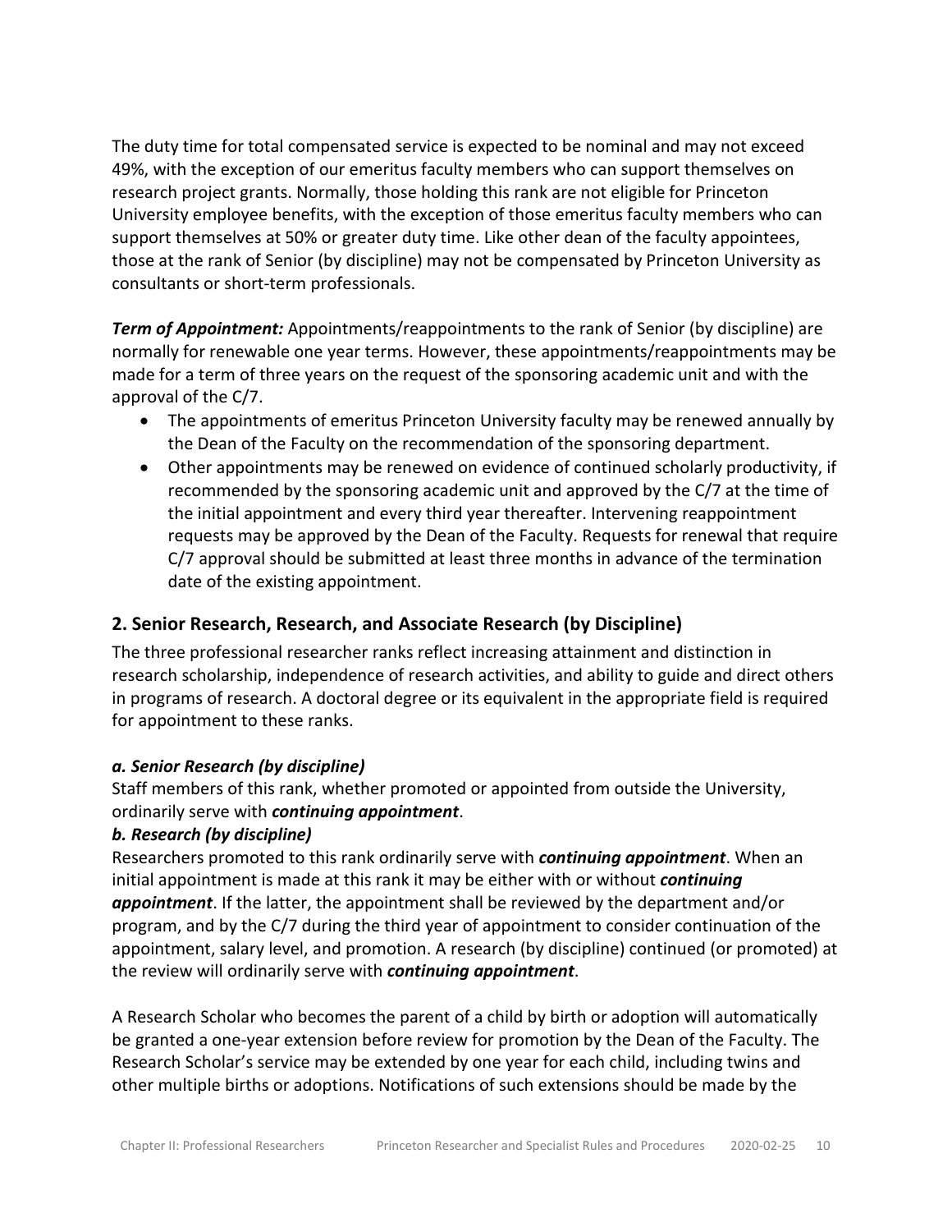The duty time for total compensated service is expected to be nominal and may not exceed 49%, with the exception of our emeritus faculty members who can support themselves on research project grants. Normally, those holding this rank are not eligible for Princeton University employee benefits, with the exception of those emeritus faculty members who can support themselves at 50% or greater duty time. Like other dean of the faculty appointees, those at the rank of Senior (by discipline) may not be compensated by Princeton University as consultants or short-term professionals.

***Term of Appointment:*** Appointments/reappointments to the rank of Senior (by discipline) are normally for renewable one year terms. However, these appointments/reappointments may be made for a term of three years on the request of the sponsoring academic unit and with the approval of the C/7.

- The appointments of emeritus Princeton University faculty may be renewed annually by the Dean of the Faculty on the recommendation of the sponsoring department.
- Other appointments may be renewed on evidence of continued scholarly productivity, if recommended by the sponsoring academic unit and approved by the C/7 at the time of the initial appointment and every third year thereafter. Intervening reappointment requests may be approved by the Dean of the Faculty. Requests for renewal that require C/7 approval should be submitted at least three months in advance of the termination date of the existing appointment.

## 2. Senior Research, Research, and Associate Research (by Discipline)

The three professional researcher ranks reflect increasing attainment and distinction in research scholarship, independence of research activities, and ability to guide and direct others in programs of research. A doctoral degree or its equivalent in the appropriate field is required for appointment to these ranks.

### *a. Senior Research (by discipline)*

Staff members of this rank, whether promoted or appointed from outside the University, ordinarily serve with ***continuing appointment***.

### *b. Research (by discipline)*

Researchers promoted to this rank ordinarily serve with ***continuing appointment***. When an initial appointment is made at this rank it may be either with or without ***continuing appointment***. If the latter, the appointment shall be reviewed by the department and/or program, and by the C/7 during the third year of appointment to consider continuation of the appointment, salary level, and promotion. A research (by discipline) continued (or promoted) at the review will ordinarily serve with ***continuing appointment***.

A Research Scholar who becomes the parent of a child by birth or adoption will automatically be granted a one-year extension before review for promotion by the Dean of the Faculty. The Research Scholar's service may be extended by one year for each child, including twins and other multiple births or adoptions. Notifications of such extensions should be made by the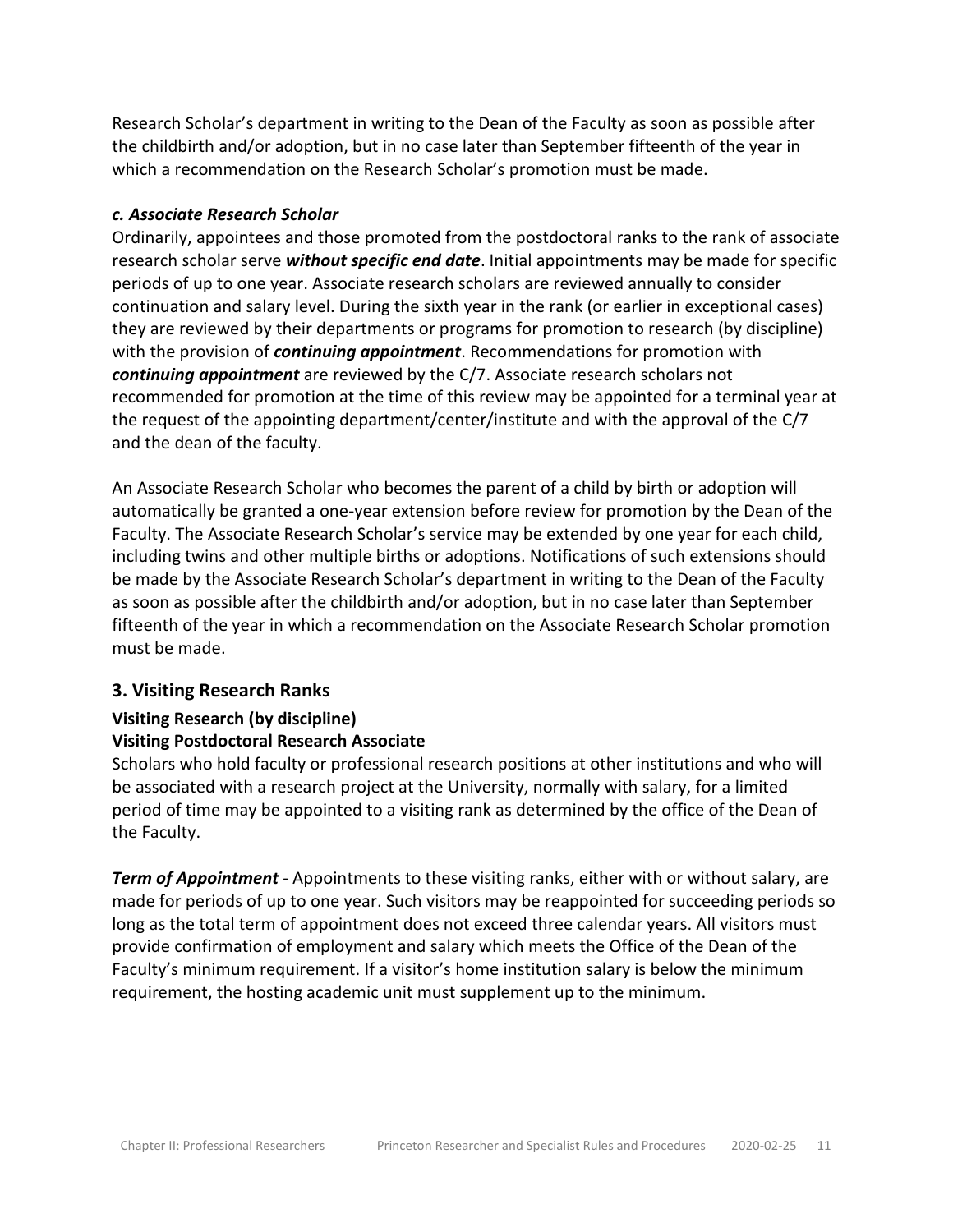Research Scholar's department in writing to the Dean of the Faculty as soon as possible after the childbirth and/or adoption, but in no case later than September fifteenth of the year in which a recommendation on the Research Scholar's promotion must be made.

#### *c. Associate Research Scholar*

Ordinarily, appointees and those promoted from the postdoctoral ranks to the rank of associate research scholar serve ***without specific end date***. Initial appointments may be made for specific periods of up to one year. Associate research scholars are reviewed annually to consider continuation and salary level. During the sixth year in the rank (or earlier in exceptional cases) they are reviewed by their departments or programs for promotion to research (by discipline) with the provision of ***continuing appointment***. Recommendations for promotion with ***continuing appointment*** are reviewed by the C/7. Associate research scholars not recommended for promotion at the time of this review may be appointed for a terminal year at the request of the appointing department/center/institute and with the approval of the C/7 and the dean of the faculty.

An Associate Research Scholar who becomes the parent of a child by birth or adoption will automatically be granted a one-year extension before review for promotion by the Dean of the Faculty. The Associate Research Scholar's service may be extended by one year for each child, including twins and other multiple births or adoptions. Notifications of such extensions should be made by the Associate Research Scholar's department in writing to the Dean of the Faculty as soon as possible after the childbirth and/or adoption, but in no case later than September fifteenth of the year in which a recommendation on the Associate Research Scholar promotion must be made.

## 3. Visiting Research Ranks

**Visiting Research (by discipline)**
**Visiting Postdoctoral Research Associate**

Scholars who hold faculty or professional research positions at other institutions and who will be associated with a research project at the University, normally with salary, for a limited period of time may be appointed to a visiting rank as determined by the office of the Dean of the Faculty.

***Term of Appointment*** - Appointments to these visiting ranks, either with or without salary, are made for periods of up to one year. Such visitors may be reappointed for succeeding periods so long as the total term of appointment does not exceed three calendar years. All visitors must provide confirmation of employment and salary which meets the Office of the Dean of the Faculty's minimum requirement. If a visitor's home institution salary is below the minimum requirement, the hosting academic unit must supplement up to the minimum.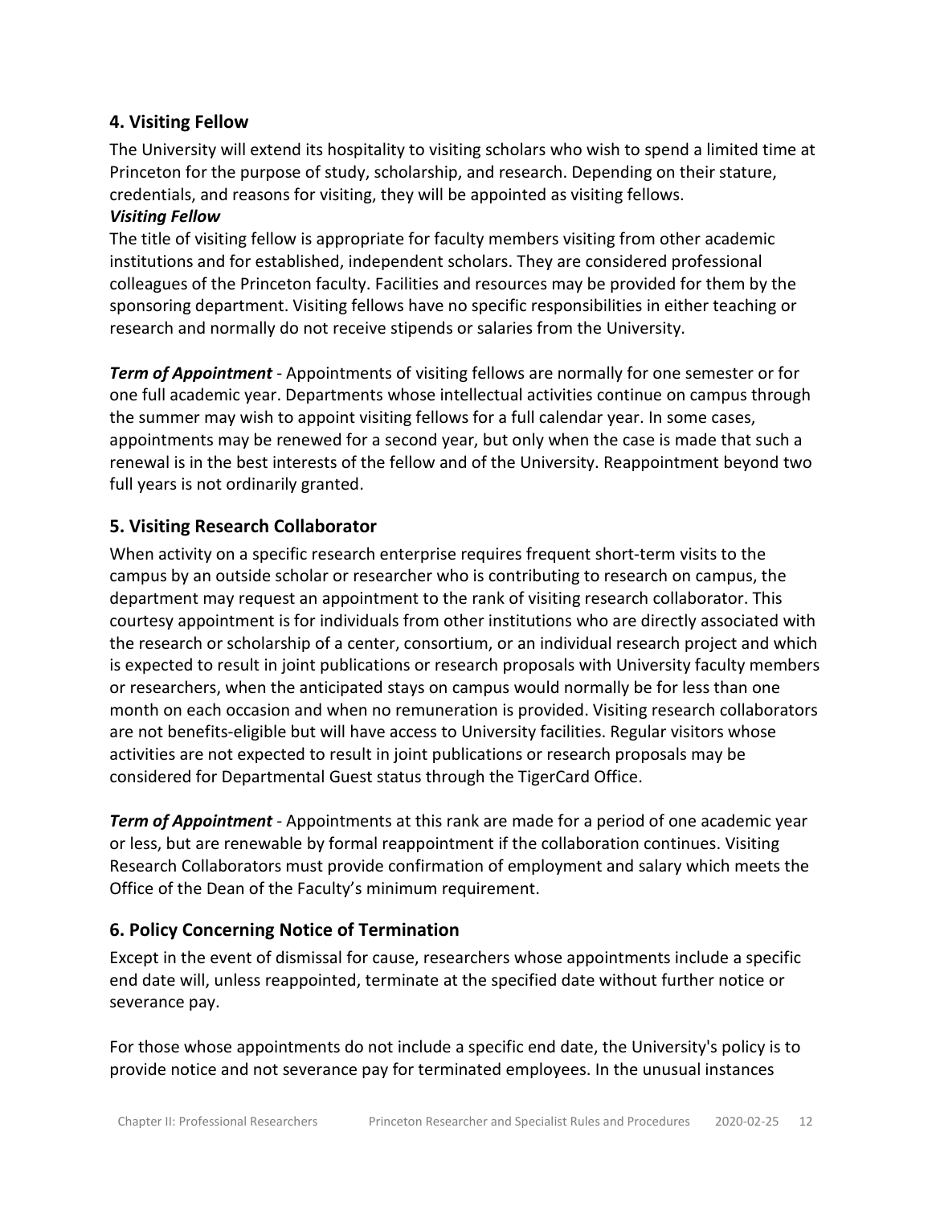## 4. Visiting Fellow

The University will extend its hospitality to visiting scholars who wish to spend a limited time at Princeton for the purpose of study, scholarship, and research. Depending on their stature, credentials, and reasons for visiting, they will be appointed as visiting fellows.

***Visiting Fellow***

The title of visiting fellow is appropriate for faculty members visiting from other academic institutions and for established, independent scholars. They are considered professional colleagues of the Princeton faculty. Facilities and resources may be provided for them by the sponsoring department. Visiting fellows have no specific responsibilities in either teaching or research and normally do not receive stipends or salaries from the University.

***Term of Appointment*** - Appointments of visiting fellows are normally for one semester or for one full academic year. Departments whose intellectual activities continue on campus through the summer may wish to appoint visiting fellows for a full calendar year. In some cases, appointments may be renewed for a second year, but only when the case is made that such a renewal is in the best interests of the fellow and of the University. Reappointment beyond two full years is not ordinarily granted.

## 5. Visiting Research Collaborator

When activity on a specific research enterprise requires frequent short-term visits to the campus by an outside scholar or researcher who is contributing to research on campus, the department may request an appointment to the rank of visiting research collaborator. This courtesy appointment is for individuals from other institutions who are directly associated with the research or scholarship of a center, consortium, or an individual research project and which is expected to result in joint publications or research proposals with University faculty members or researchers, when the anticipated stays on campus would normally be for less than one month on each occasion and when no remuneration is provided. Visiting research collaborators are not benefits-eligible but will have access to University facilities. Regular visitors whose activities are not expected to result in joint publications or research proposals may be considered for Departmental Guest status through the TigerCard Office.

***Term of Appointment*** - Appointments at this rank are made for a period of one academic year or less, but are renewable by formal reappointment if the collaboration continues. Visiting Research Collaborators must provide confirmation of employment and salary which meets the Office of the Dean of the Faculty's minimum requirement.

## 6. Policy Concerning Notice of Termination

Except in the event of dismissal for cause, researchers whose appointments include a specific end date will, unless reappointed, terminate at the specified date without further notice or severance pay.

For those whose appointments do not include a specific end date, the University's policy is to provide notice and not severance pay for terminated employees. In the unusual instances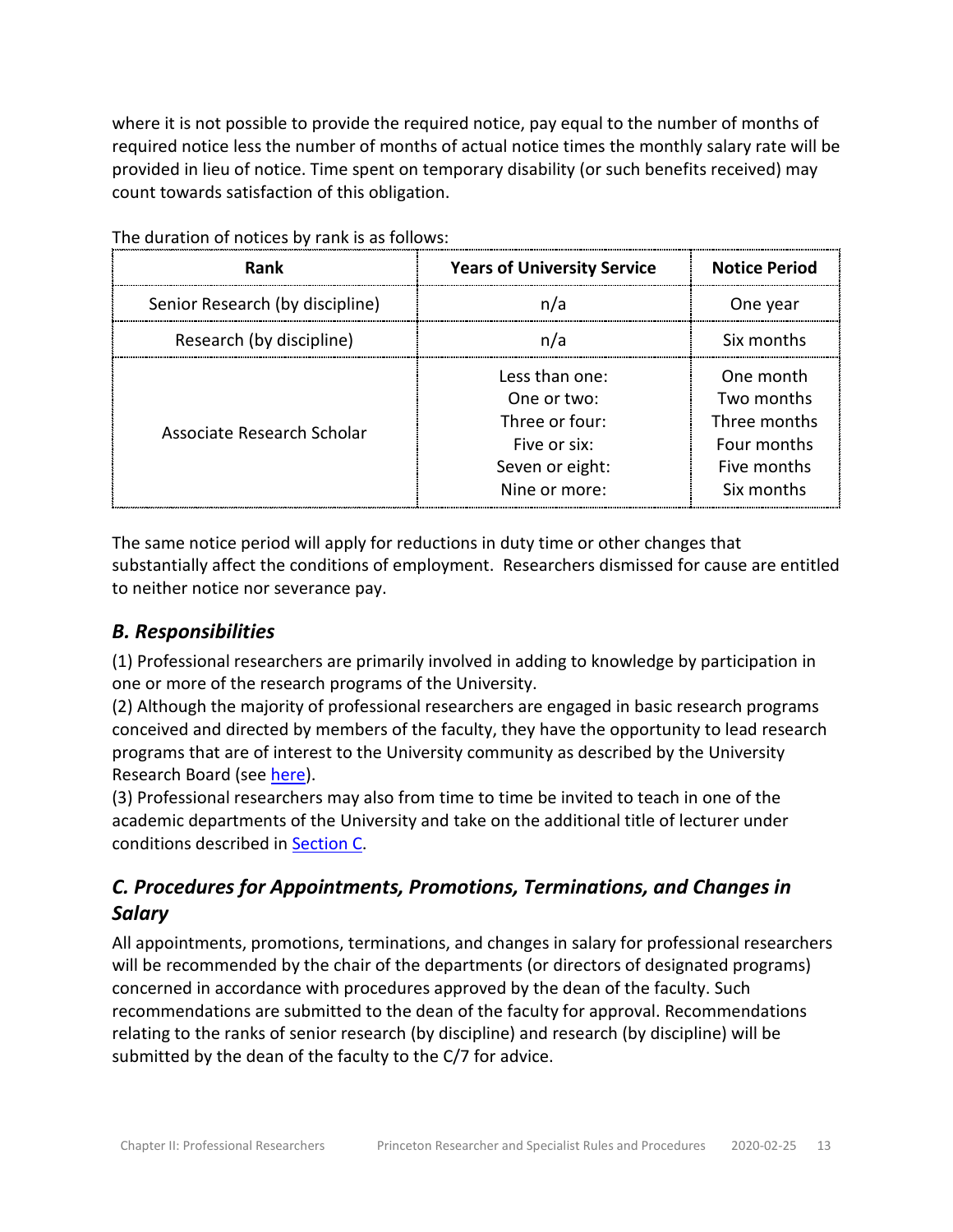where it is not possible to provide the required notice, pay equal to the number of months of required notice less the number of months of actual notice times the monthly salary rate will be provided in lieu of notice. Time spent on temporary disability (or such benefits received) may count towards satisfaction of this obligation.

The duration of notices by rank is as follows:

| Rank | Years of University Service | Notice Period |
|---|---|---|
| Senior Research (by discipline) | n/a | One year |
| Research (by discipline) | n/a | Six months |
| Associate Research Scholar | Less than one:<br>One or two:<br>Three or four:<br>Five or six:<br>Seven or eight:<br>Nine or more: | One month<br>Two months<br>Three months<br>Four months<br>Five months<br>Six months |

The same notice period will apply for reductions in duty time or other changes that substantially affect the conditions of employment. Researchers dismissed for cause are entitled to neither notice nor severance pay.

### *B. Responsibilities*

(1) Professional researchers are primarily involved in adding to knowledge by participation in one or more of the research programs of the University.
(2) Although the majority of professional researchers are engaged in basic research programs conceived and directed by members of the faculty, they have the opportunity to lead research programs that are of interest to the University community as described by the University Research Board (see here).
(3) Professional researchers may also from time to time be invited to teach in one of the academic departments of the University and take on the additional title of lecturer under conditions described in Section C.

### *C. Procedures for Appointments, Promotions, Terminations, and Changes in Salary*

All appointments, promotions, terminations, and changes in salary for professional researchers will be recommended by the chair of the departments (or directors of designated programs) concerned in accordance with procedures approved by the dean of the faculty. Such recommendations are submitted to the dean of the faculty for approval. Recommendations relating to the ranks of senior research (by discipline) and research (by discipline) will be submitted by the dean of the faculty to the C/7 for advice.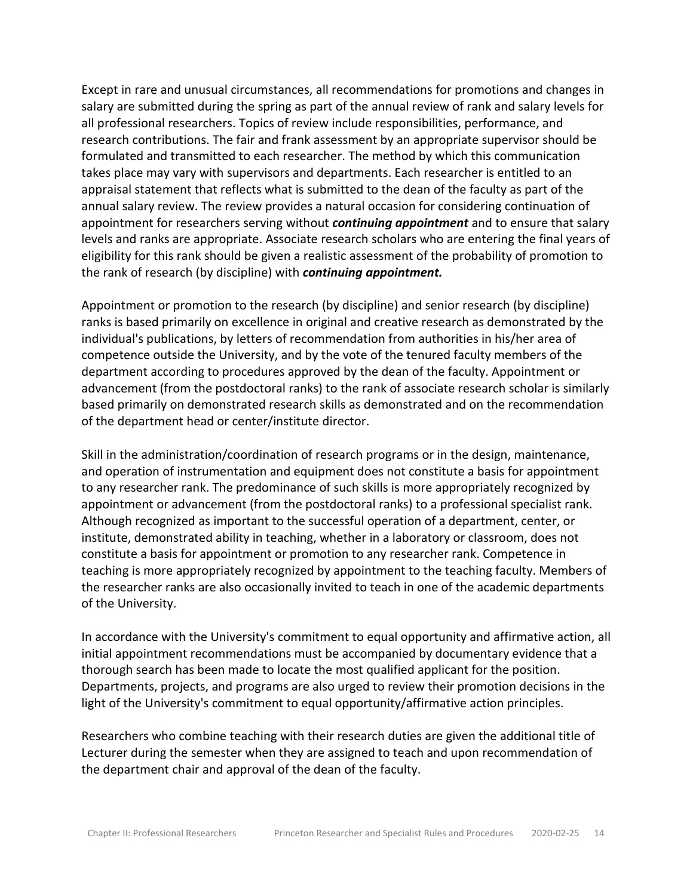Except in rare and unusual circumstances, all recommendations for promotions and changes in salary are submitted during the spring as part of the annual review of rank and salary levels for all professional researchers. Topics of review include responsibilities, performance, and research contributions. The fair and frank assessment by an appropriate supervisor should be formulated and transmitted to each researcher. The method by which this communication takes place may vary with supervisors and departments. Each researcher is entitled to an appraisal statement that reflects what is submitted to the dean of the faculty as part of the annual salary review. The review provides a natural occasion for considering continuation of appointment for researchers serving without ***continuing appointment*** and to ensure that salary levels and ranks are appropriate. Associate research scholars who are entering the final years of eligibility for this rank should be given a realistic assessment of the probability of promotion to the rank of research (by discipline) with ***continuing appointment.***

Appointment or promotion to the research (by discipline) and senior research (by discipline) ranks is based primarily on excellence in original and creative research as demonstrated by the individual's publications, by letters of recommendation from authorities in his/her area of competence outside the University, and by the vote of the tenured faculty members of the department according to procedures approved by the dean of the faculty. Appointment or advancement (from the postdoctoral ranks) to the rank of associate research scholar is similarly based primarily on demonstrated research skills as demonstrated and on the recommendation of the department head or center/institute director.

Skill in the administration/coordination of research programs or in the design, maintenance, and operation of instrumentation and equipment does not constitute a basis for appointment to any researcher rank. The predominance of such skills is more appropriately recognized by appointment or advancement (from the postdoctoral ranks) to a professional specialist rank. Although recognized as important to the successful operation of a department, center, or institute, demonstrated ability in teaching, whether in a laboratory or classroom, does not constitute a basis for appointment or promotion to any researcher rank. Competence in teaching is more appropriately recognized by appointment to the teaching faculty. Members of the researcher ranks are also occasionally invited to teach in one of the academic departments of the University.

In accordance with the University's commitment to equal opportunity and affirmative action, all initial appointment recommendations must be accompanied by documentary evidence that a thorough search has been made to locate the most qualified applicant for the position. Departments, projects, and programs are also urged to review their promotion decisions in the light of the University's commitment to equal opportunity/affirmative action principles.

Researchers who combine teaching with their research duties are given the additional title of Lecturer during the semester when they are assigned to teach and upon recommendation of the department chair and approval of the dean of the faculty.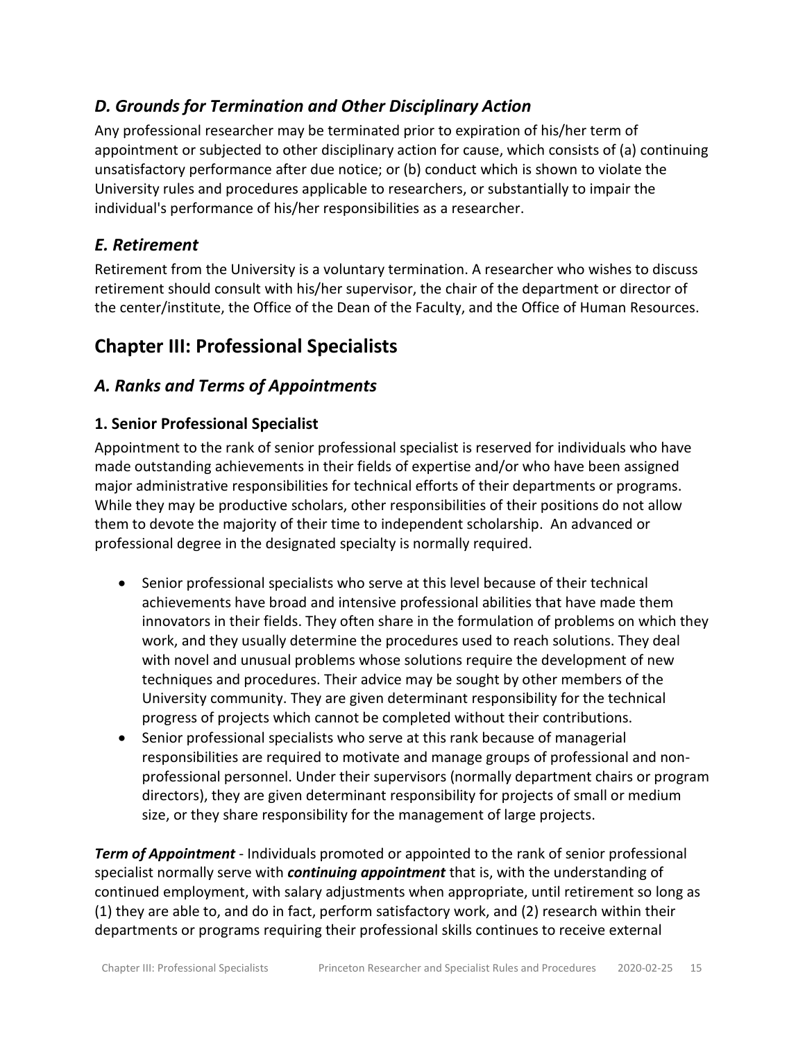### *D. Grounds for Termination and Other Disciplinary Action*

Any professional researcher may be terminated prior to expiration of his/her term of appointment or subjected to other disciplinary action for cause, which consists of (a) continuing unsatisfactory performance after due notice; or (b) conduct which is shown to violate the University rules and procedures applicable to researchers, or substantially to impair the individual's performance of his/her responsibilities as a researcher.

### *E. Retirement*

Retirement from the University is a voluntary termination. A researcher who wishes to discuss retirement should consult with his/her supervisor, the chair of the department or director of the center/institute, the Office of the Dean of the Faculty, and the Office of Human Resources.

## Chapter III: Professional Specialists

### *A. Ranks and Terms of Appointments*

#### 1. Senior Professional Specialist

Appointment to the rank of senior professional specialist is reserved for individuals who have made outstanding achievements in their fields of expertise and/or who have been assigned major administrative responsibilities for technical efforts of their departments or programs. While they may be productive scholars, other responsibilities of their positions do not allow them to devote the majority of their time to independent scholarship. An advanced or professional degree in the designated specialty is normally required.

- Senior professional specialists who serve at this level because of their technical achievements have broad and intensive professional abilities that have made them innovators in their fields. They often share in the formulation of problems on which they work, and they usually determine the procedures used to reach solutions. They deal with novel and unusual problems whose solutions require the development of new techniques and procedures. Their advice may be sought by other members of the University community. They are given determinant responsibility for the technical progress of projects which cannot be completed without their contributions.
- Senior professional specialists who serve at this rank because of managerial responsibilities are required to motivate and manage groups of professional and non-professional personnel. Under their supervisors (normally department chairs or program directors), they are given determinant responsibility for projects of small or medium size, or they share responsibility for the management of large projects.

***Term of Appointment*** - Individuals promoted or appointed to the rank of senior professional specialist normally serve with ***continuing appointment*** that is, with the understanding of continued employment, with salary adjustments when appropriate, until retirement so long as (1) they are able to, and do in fact, perform satisfactory work, and (2) research within their departments or programs requiring their professional skills continues to receive external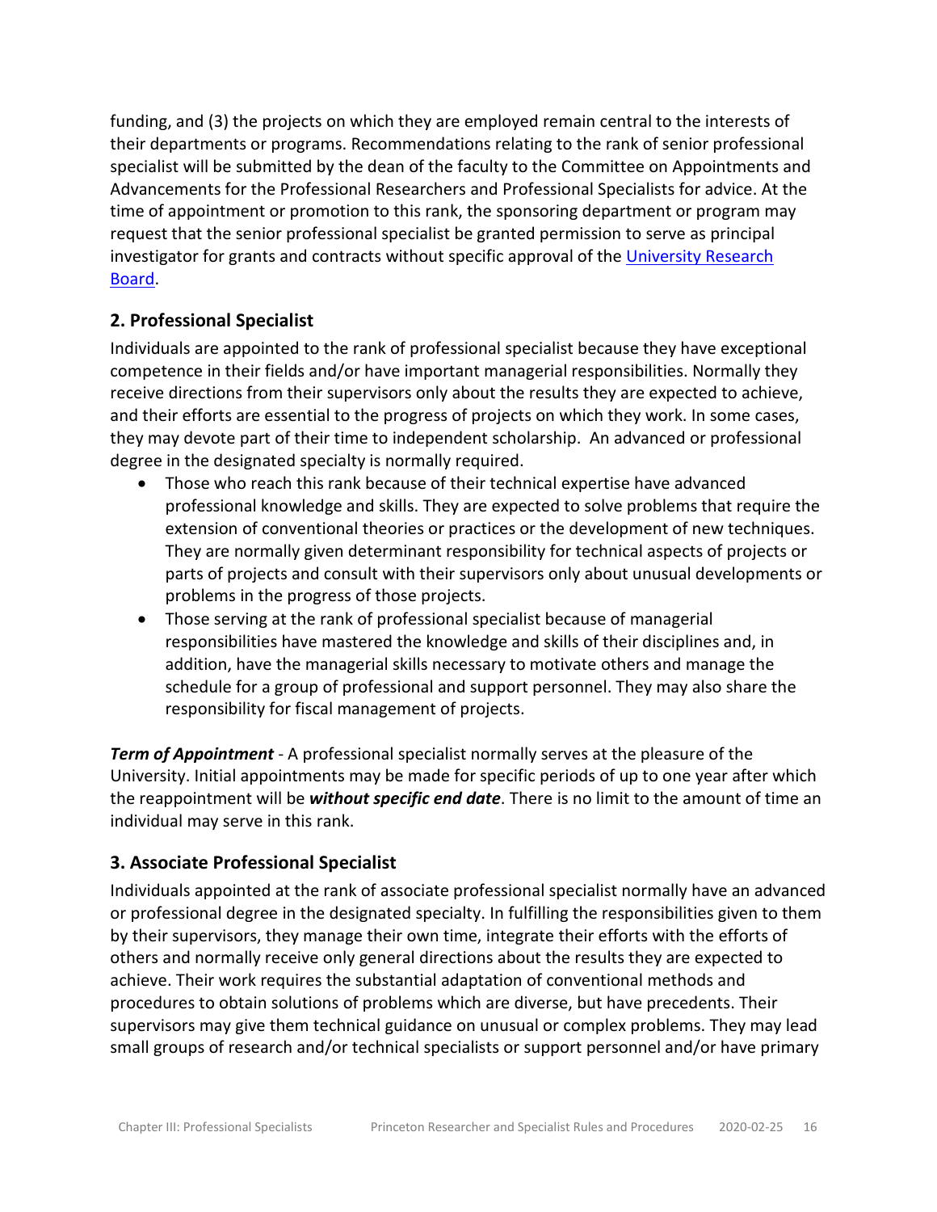funding, and (3) the projects on which they are employed remain central to the interests of their departments or programs. Recommendations relating to the rank of senior professional specialist will be submitted by the dean of the faculty to the Committee on Appointments and Advancements for the Professional Researchers and Professional Specialists for advice. At the time of appointment or promotion to this rank, the sponsoring department or program may request that the senior professional specialist be granted permission to serve as principal investigator for grants and contracts without specific approval of the [University Research Board](#).

## 2. Professional Specialist

Individuals are appointed to the rank of professional specialist because they have exceptional competence in their fields and/or have important managerial responsibilities. Normally they receive directions from their supervisors only about the results they are expected to achieve, and their efforts are essential to the progress of projects on which they work. In some cases, they may devote part of their time to independent scholarship. An advanced or professional degree in the designated specialty is normally required.

- Those who reach this rank because of their technical expertise have advanced professional knowledge and skills. They are expected to solve problems that require the extension of conventional theories or practices or the development of new techniques. They are normally given determinant responsibility for technical aspects of projects or parts of projects and consult with their supervisors only about unusual developments or problems in the progress of those projects.
- Those serving at the rank of professional specialist because of managerial responsibilities have mastered the knowledge and skills of their disciplines and, in addition, have the managerial skills necessary to motivate others and manage the schedule for a group of professional and support personnel. They may also share the responsibility for fiscal management of projects.

***Term of Appointment*** - A professional specialist normally serves at the pleasure of the University. Initial appointments may be made for specific periods of up to one year after which the reappointment will be ***without specific end date***. There is no limit to the amount of time an individual may serve in this rank.

## 3. Associate Professional Specialist

Individuals appointed at the rank of associate professional specialist normally have an advanced or professional degree in the designated specialty. In fulfilling the responsibilities given to them by their supervisors, they manage their own time, integrate their efforts with the efforts of others and normally receive only general directions about the results they are expected to achieve. Their work requires the substantial adaptation of conventional methods and procedures to obtain solutions of problems which are diverse, but have precedents. Their supervisors may give them technical guidance on unusual or complex problems. They may lead small groups of research and/or technical specialists or support personnel and/or have primary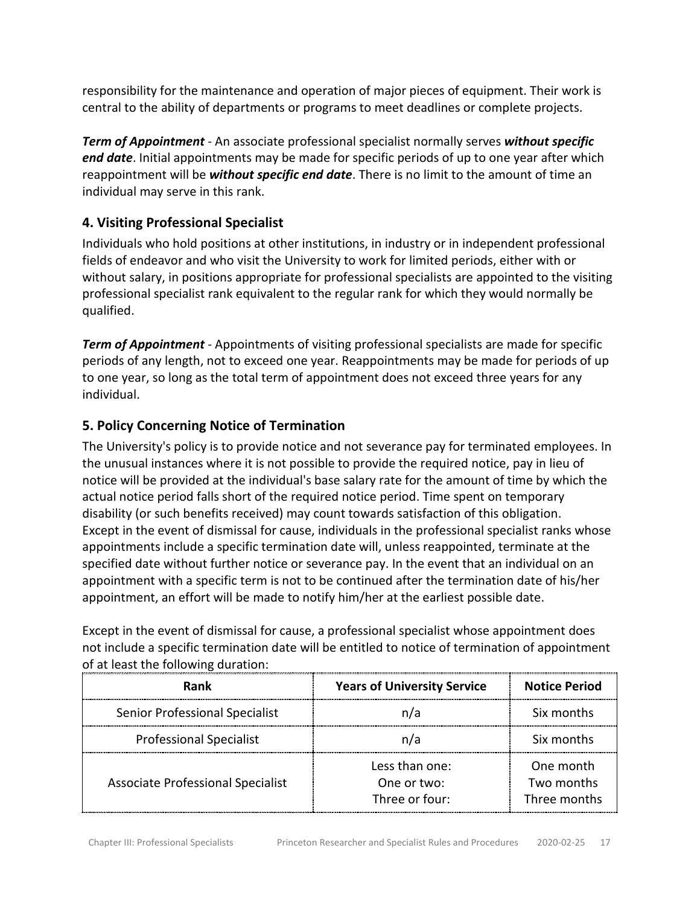responsibility for the maintenance and operation of major pieces of equipment. Their work is central to the ability of departments or programs to meet deadlines or complete projects.

***Term of Appointment*** - An associate professional specialist normally serves ***without specific end date***. Initial appointments may be made for specific periods of up to one year after which reappointment will be ***without specific end date***. There is no limit to the amount of time an individual may serve in this rank.

## 4. Visiting Professional Specialist

Individuals who hold positions at other institutions, in industry or in independent professional fields of endeavor and who visit the University to work for limited periods, either with or without salary, in positions appropriate for professional specialists are appointed to the visiting professional specialist rank equivalent to the regular rank for which they would normally be qualified.

***Term of Appointment*** - Appointments of visiting professional specialists are made for specific periods of any length, not to exceed one year. Reappointments may be made for periods of up to one year, so long as the total term of appointment does not exceed three years for any individual.

## 5. Policy Concerning Notice of Termination

The University's policy is to provide notice and not severance pay for terminated employees. In the unusual instances where it is not possible to provide the required notice, pay in lieu of notice will be provided at the individual's base salary rate for the amount of time by which the actual notice period falls short of the required notice period. Time spent on temporary disability (or such benefits received) may count towards satisfaction of this obligation. Except in the event of dismissal for cause, individuals in the professional specialist ranks whose appointments include a specific termination date will, unless reappointed, terminate at the specified date without further notice or severance pay. In the event that an individual on an appointment with a specific term is not to be continued after the termination date of his/her appointment, an effort will be made to notify him/her at the earliest possible date.

Except in the event of dismissal for cause, a professional specialist whose appointment does not include a specific termination date will be entitled to notice of termination of appointment of at least the following duration:

| Rank | Years of University Service | Notice Period |
|---|---|---|
| Senior Professional Specialist | n/a | Six months |
| Professional Specialist | n/a | Six months |
| Associate Professional Specialist | Less than one:<br>One or two:<br>Three or four: | One month<br>Two months<br>Three months |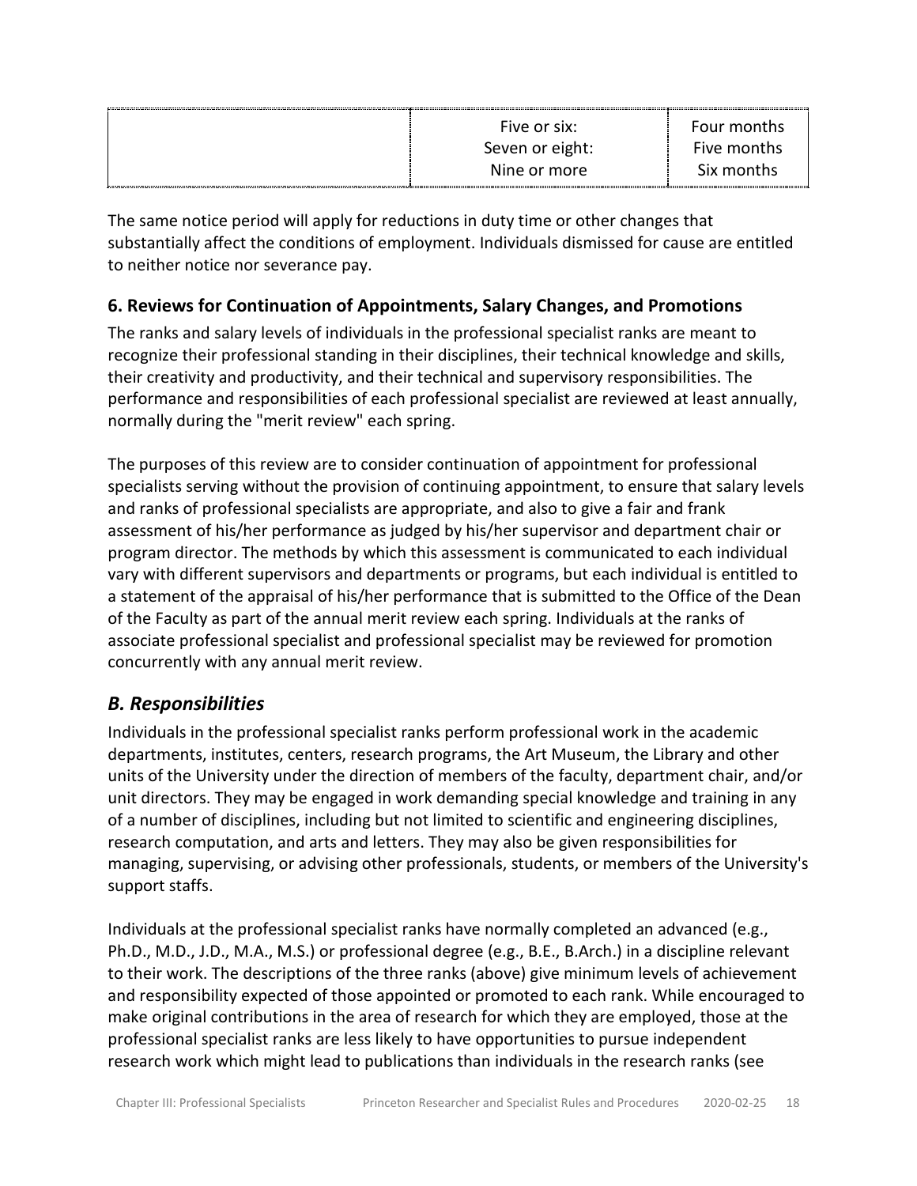| | | |
|---|---|---|
| | Five or six:<br>Seven or eight:<br>Nine or more | Four months<br>Five months<br>Six months |

The same notice period will apply for reductions in duty time or other changes that substantially affect the conditions of employment. Individuals dismissed for cause are entitled to neither notice nor severance pay.

### 6. Reviews for Continuation of Appointments, Salary Changes, and Promotions

The ranks and salary levels of individuals in the professional specialist ranks are meant to recognize their professional standing in their disciplines, their technical knowledge and skills, their creativity and productivity, and their technical and supervisory responsibilities. The performance and responsibilities of each professional specialist are reviewed at least annually, normally during the "merit review" each spring.

The purposes of this review are to consider continuation of appointment for professional specialists serving without the provision of continuing appointment, to ensure that salary levels and ranks of professional specialists are appropriate, and also to give a fair and frank assessment of his/her performance as judged by his/her supervisor and department chair or program director. The methods by which this assessment is communicated to each individual vary with different supervisors and departments or programs, but each individual is entitled to a statement of the appraisal of his/her performance that is submitted to the Office of the Dean of the Faculty as part of the annual merit review each spring. Individuals at the ranks of associate professional specialist and professional specialist may be reviewed for promotion concurrently with any annual merit review.

## *B. Responsibilities*

Individuals in the professional specialist ranks perform professional work in the academic departments, institutes, centers, research programs, the Art Museum, the Library and other units of the University under the direction of members of the faculty, department chair, and/or unit directors. They may be engaged in work demanding special knowledge and training in any of a number of disciplines, including but not limited to scientific and engineering disciplines, research computation, and arts and letters. They may also be given responsibilities for managing, supervising, or advising other professionals, students, or members of the University's support staffs.

Individuals at the professional specialist ranks have normally completed an advanced (e.g., Ph.D., M.D., J.D., M.A., M.S.) or professional degree (e.g., B.E., B.Arch.) in a discipline relevant to their work. The descriptions of the three ranks (above) give minimum levels of achievement and responsibility expected of those appointed or promoted to each rank. While encouraged to make original contributions in the area of research for which they are employed, those at the professional specialist ranks are less likely to have opportunities to pursue independent research work which might lead to publications than individuals in the research ranks (see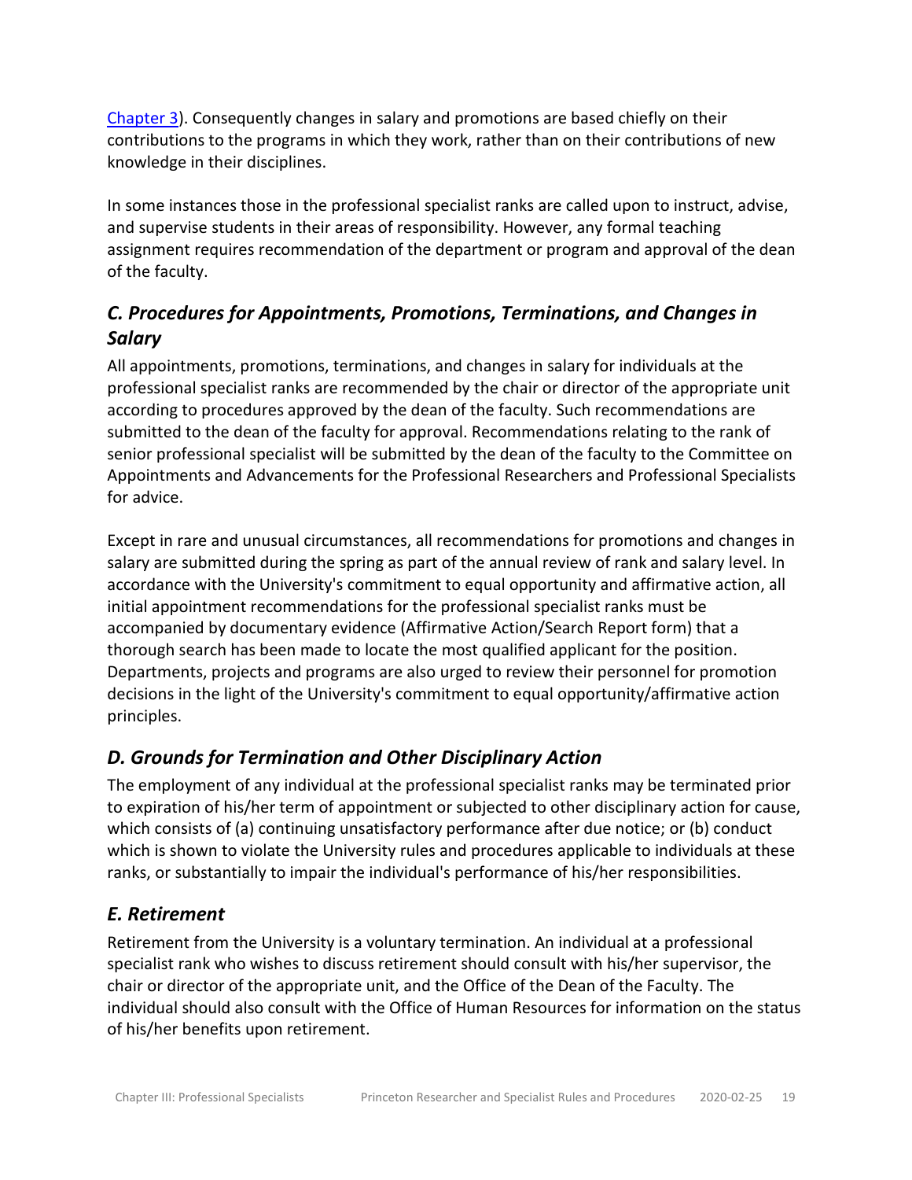[Chapter 3](#)). Consequently changes in salary and promotions are based chiefly on their contributions to the programs in which they work, rather than on their contributions of new knowledge in their disciplines.

In some instances those in the professional specialist ranks are called upon to instruct, advise, and supervise students in their areas of responsibility. However, any formal teaching assignment requires recommendation of the department or program and approval of the dean of the faculty.

## *C. Procedures for Appointments, Promotions, Terminations, and Changes in Salary*

All appointments, promotions, terminations, and changes in salary for individuals at the professional specialist ranks are recommended by the chair or director of the appropriate unit according to procedures approved by the dean of the faculty. Such recommendations are submitted to the dean of the faculty for approval. Recommendations relating to the rank of senior professional specialist will be submitted by the dean of the faculty to the Committee on Appointments and Advancements for the Professional Researchers and Professional Specialists for advice.

Except in rare and unusual circumstances, all recommendations for promotions and changes in salary are submitted during the spring as part of the annual review of rank and salary level. In accordance with the University's commitment to equal opportunity and affirmative action, all initial appointment recommendations for the professional specialist ranks must be accompanied by documentary evidence (Affirmative Action/Search Report form) that a thorough search has been made to locate the most qualified applicant for the position. Departments, projects and programs are also urged to review their personnel for promotion decisions in the light of the University's commitment to equal opportunity/affirmative action principles.

## *D. Grounds for Termination and Other Disciplinary Action*

The employment of any individual at the professional specialist ranks may be terminated prior to expiration of his/her term of appointment or subjected to other disciplinary action for cause, which consists of (a) continuing unsatisfactory performance after due notice; or (b) conduct which is shown to violate the University rules and procedures applicable to individuals at these ranks, or substantially to impair the individual's performance of his/her responsibilities.

## *E. Retirement*

Retirement from the University is a voluntary termination. An individual at a professional specialist rank who wishes to discuss retirement should consult with his/her supervisor, the chair or director of the appropriate unit, and the Office of the Dean of the Faculty. The individual should also consult with the Office of Human Resources for information on the status of his/her benefits upon retirement.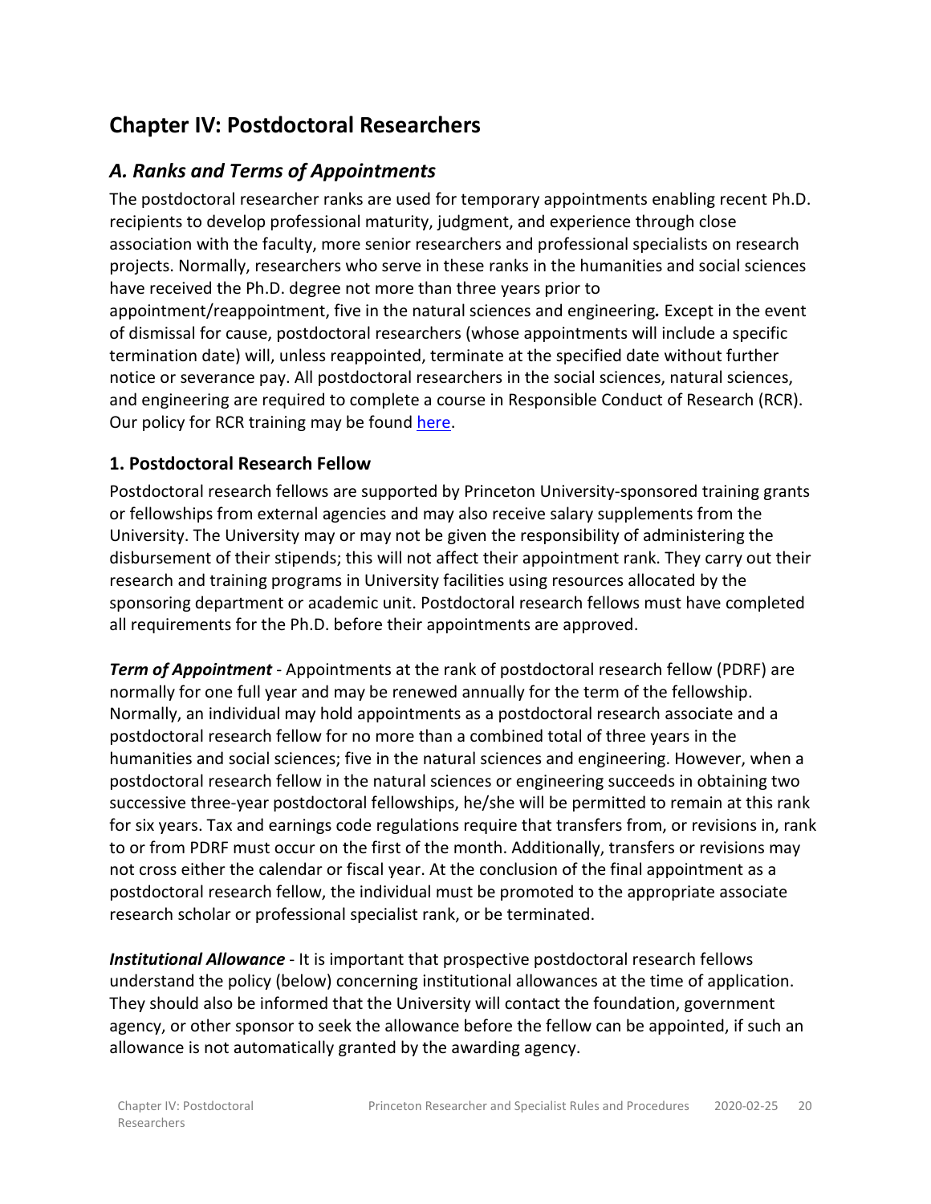# Chapter IV: Postdoctoral Researchers

## *A. Ranks and Terms of Appointments*

The postdoctoral researcher ranks are used for temporary appointments enabling recent Ph.D. recipients to develop professional maturity, judgment, and experience through close association with the faculty, more senior researchers and professional specialists on research projects. Normally, researchers who serve in these ranks in the humanities and social sciences have received the Ph.D. degree not more than three years prior to appointment/reappointment, five in the natural sciences and engineering***.*** Except in the event of dismissal for cause, postdoctoral researchers (whose appointments will include a specific termination date) will, unless reappointed, terminate at the specified date without further notice or severance pay. All postdoctoral researchers in the social sciences, natural sciences, and engineering are required to complete a course in Responsible Conduct of Research (RCR). Our policy for RCR training may be found here.

### 1. Postdoctoral Research Fellow

Postdoctoral research fellows are supported by Princeton University-sponsored training grants or fellowships from external agencies and may also receive salary supplements from the University. The University may or may not be given the responsibility of administering the disbursement of their stipends; this will not affect their appointment rank. They carry out their research and training programs in University facilities using resources allocated by the sponsoring department or academic unit. Postdoctoral research fellows must have completed all requirements for the Ph.D. before their appointments are approved.

***Term of Appointment*** - Appointments at the rank of postdoctoral research fellow (PDRF) are normally for one full year and may be renewed annually for the term of the fellowship. Normally, an individual may hold appointments as a postdoctoral research associate and a postdoctoral research fellow for no more than a combined total of three years in the humanities and social sciences; five in the natural sciences and engineering. However, when a postdoctoral research fellow in the natural sciences or engineering succeeds in obtaining two successive three-year postdoctoral fellowships, he/she will be permitted to remain at this rank for six years. Tax and earnings code regulations require that transfers from, or revisions in, rank to or from PDRF must occur on the first of the month. Additionally, transfers or revisions may not cross either the calendar or fiscal year. At the conclusion of the final appointment as a postdoctoral research fellow, the individual must be promoted to the appropriate associate research scholar or professional specialist rank, or be terminated.

***Institutional Allowance*** - It is important that prospective postdoctoral research fellows understand the policy (below) concerning institutional allowances at the time of application. They should also be informed that the University will contact the foundation, government agency, or other sponsor to seek the allowance before the fellow can be appointed, if such an allowance is not automatically granted by the awarding agency.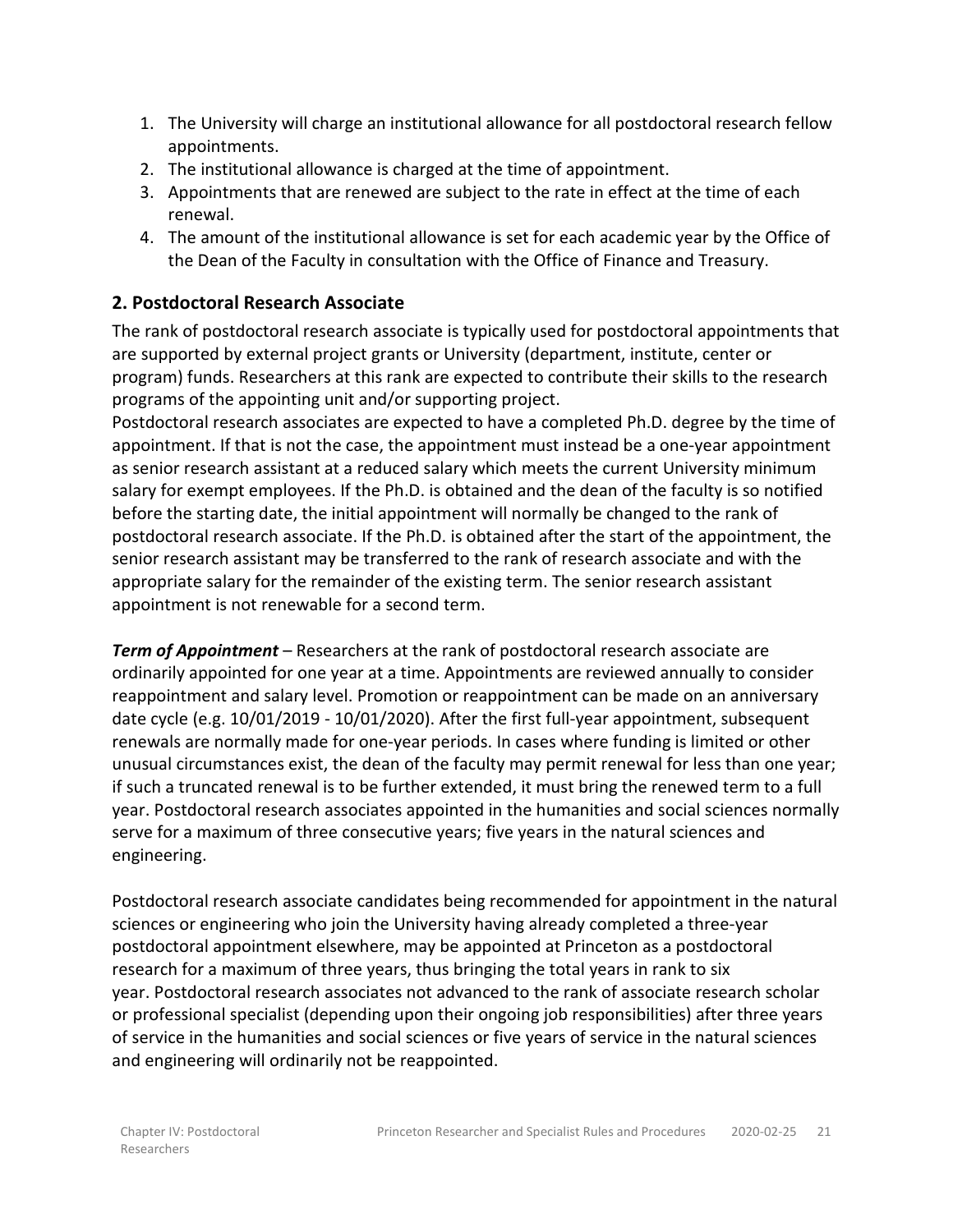1. The University will charge an institutional allowance for all postdoctoral research fellow appointments.
2. The institutional allowance is charged at the time of appointment.
3. Appointments that are renewed are subject to the rate in effect at the time of each renewal.
4. The amount of the institutional allowance is set for each academic year by the Office of the Dean of the Faculty in consultation with the Office of Finance and Treasury.

## 2. Postdoctoral Research Associate

The rank of postdoctoral research associate is typically used for postdoctoral appointments that are supported by external project grants or University (department, institute, center or program) funds. Researchers at this rank are expected to contribute their skills to the research programs of the appointing unit and/or supporting project.
Postdoctoral research associates are expected to have a completed Ph.D. degree by the time of appointment. If that is not the case, the appointment must instead be a one-year appointment as senior research assistant at a reduced salary which meets the current University minimum salary for exempt employees. If the Ph.D. is obtained and the dean of the faculty is so notified before the starting date, the initial appointment will normally be changed to the rank of postdoctoral research associate. If the Ph.D. is obtained after the start of the appointment, the senior research assistant may be transferred to the rank of research associate and with the appropriate salary for the remainder of the existing term. The senior research assistant appointment is not renewable for a second term.

***Term of Appointment*** – Researchers at the rank of postdoctoral research associate are ordinarily appointed for one year at a time. Appointments are reviewed annually to consider reappointment and salary level. Promotion or reappointment can be made on an anniversary date cycle (e.g. 10/01/2019 - 10/01/2020). After the first full-year appointment, subsequent renewals are normally made for one-year periods. In cases where funding is limited or other unusual circumstances exist, the dean of the faculty may permit renewal for less than one year; if such a truncated renewal is to be further extended, it must bring the renewed term to a full year. Postdoctoral research associates appointed in the humanities and social sciences normally serve for a maximum of three consecutive years; five years in the natural sciences and engineering.

Postdoctoral research associate candidates being recommended for appointment in the natural sciences or engineering who join the University having already completed a three-year postdoctoral appointment elsewhere, may be appointed at Princeton as a postdoctoral research for a maximum of three years, thus bringing the total years in rank to six year. Postdoctoral research associates not advanced to the rank of associate research scholar or professional specialist (depending upon their ongoing job responsibilities) after three years of service in the humanities and social sciences or five years of service in the natural sciences and engineering will ordinarily not be reappointed.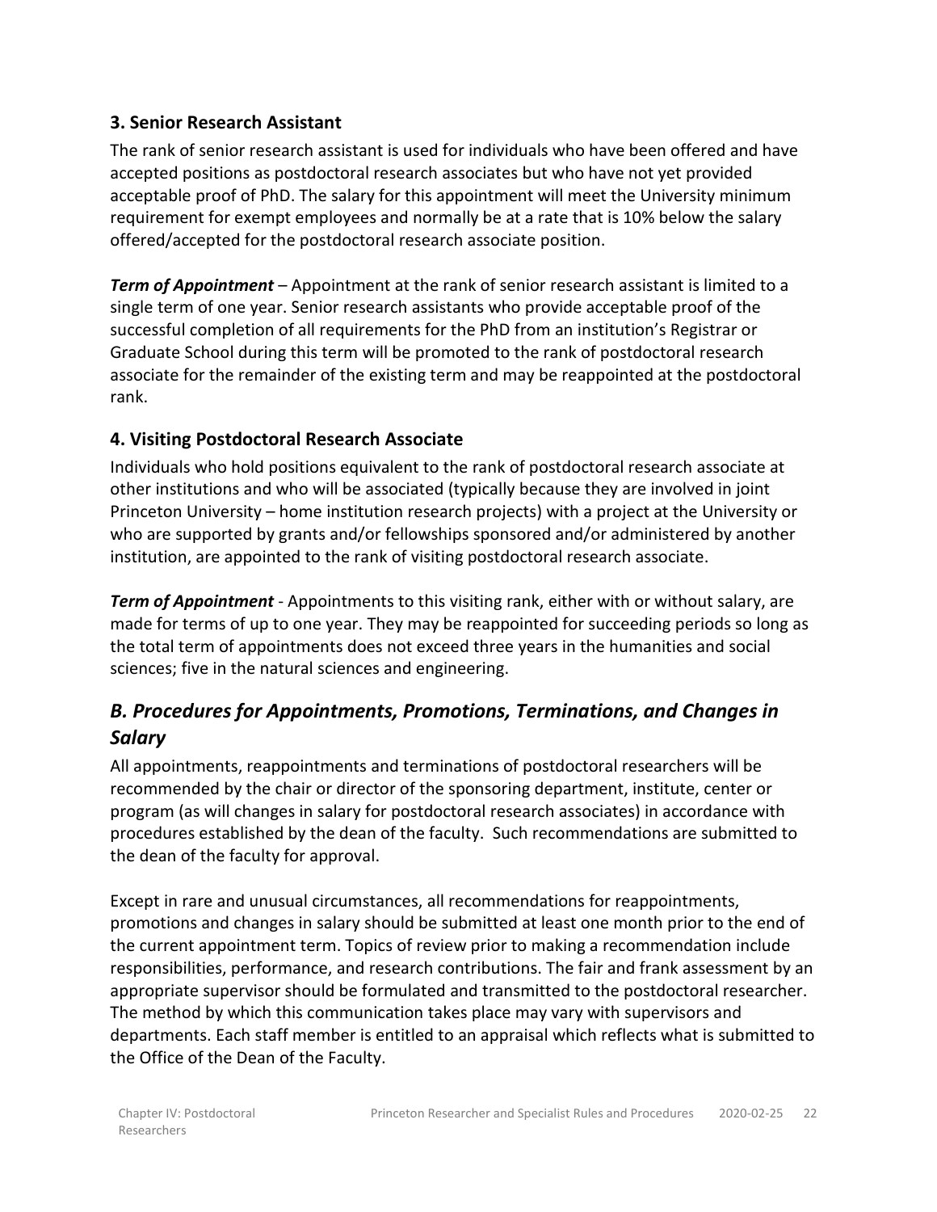### 3. Senior Research Assistant

The rank of senior research assistant is used for individuals who have been offered and have accepted positions as postdoctoral research associates but who have not yet provided acceptable proof of PhD. The salary for this appointment will meet the University minimum requirement for exempt employees and normally be at a rate that is 10% below the salary offered/accepted for the postdoctoral research associate position.

***Term of Appointment*** – Appointment at the rank of senior research assistant is limited to a single term of one year. Senior research assistants who provide acceptable proof of the successful completion of all requirements for the PhD from an institution's Registrar or Graduate School during this term will be promoted to the rank of postdoctoral research associate for the remainder of the existing term and may be reappointed at the postdoctoral rank.

### 4. Visiting Postdoctoral Research Associate

Individuals who hold positions equivalent to the rank of postdoctoral research associate at other institutions and who will be associated (typically because they are involved in joint Princeton University – home institution research projects) with a project at the University or who are supported by grants and/or fellowships sponsored and/or administered by another institution, are appointed to the rank of visiting postdoctoral research associate.

***Term of Appointment*** - Appointments to this visiting rank, either with or without salary, are made for terms of up to one year. They may be reappointed for succeeding periods so long as the total term of appointments does not exceed three years in the humanities and social sciences; five in the natural sciences and engineering.

## *B. Procedures for Appointments, Promotions, Terminations, and Changes in Salary*

All appointments, reappointments and terminations of postdoctoral researchers will be recommended by the chair or director of the sponsoring department, institute, center or program (as will changes in salary for postdoctoral research associates) in accordance with procedures established by the dean of the faculty. Such recommendations are submitted to the dean of the faculty for approval.

Except in rare and unusual circumstances, all recommendations for reappointments, promotions and changes in salary should be submitted at least one month prior to the end of the current appointment term. Topics of review prior to making a recommendation include responsibilities, performance, and research contributions. The fair and frank assessment by an appropriate supervisor should be formulated and transmitted to the postdoctoral researcher. The method by which this communication takes place may vary with supervisors and departments. Each staff member is entitled to an appraisal which reflects what is submitted to the Office of the Dean of the Faculty.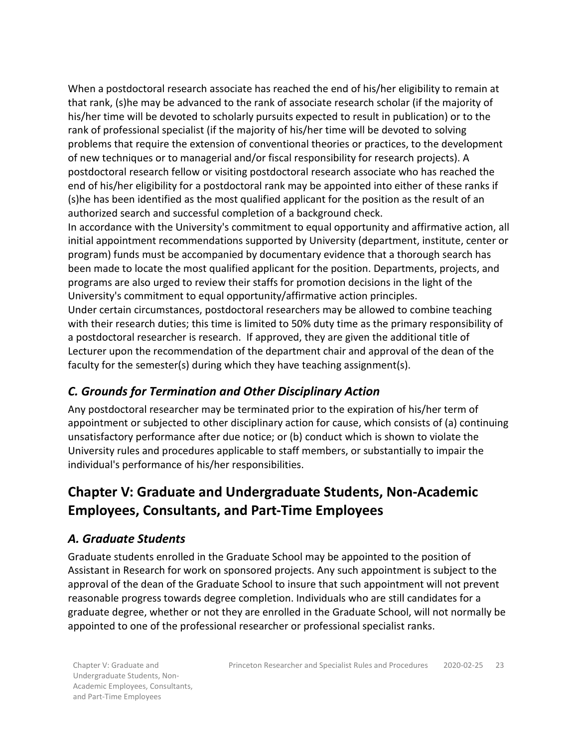When a postdoctoral research associate has reached the end of his/her eligibility to remain at that rank, (s)he may be advanced to the rank of associate research scholar (if the majority of his/her time will be devoted to scholarly pursuits expected to result in publication) or to the rank of professional specialist (if the majority of his/her time will be devoted to solving problems that require the extension of conventional theories or practices, to the development of new techniques or to managerial and/or fiscal responsibility for research projects). A postdoctoral research fellow or visiting postdoctoral research associate who has reached the end of his/her eligibility for a postdoctoral rank may be appointed into either of these ranks if (s)he has been identified as the most qualified applicant for the position as the result of an authorized search and successful completion of a background check.

In accordance with the University's commitment to equal opportunity and affirmative action, all initial appointment recommendations supported by University (department, institute, center or program) funds must be accompanied by documentary evidence that a thorough search has been made to locate the most qualified applicant for the position. Departments, projects, and programs are also urged to review their staffs for promotion decisions in the light of the University's commitment to equal opportunity/affirmative action principles.

Under certain circumstances, postdoctoral researchers may be allowed to combine teaching with their research duties; this time is limited to 50% duty time as the primary responsibility of a postdoctoral researcher is research. If approved, they are given the additional title of Lecturer upon the recommendation of the department chair and approval of the dean of the faculty for the semester(s) during which they have teaching assignment(s).

### *C. Grounds for Termination and Other Disciplinary Action*

Any postdoctoral researcher may be terminated prior to the expiration of his/her term of appointment or subjected to other disciplinary action for cause, which consists of (a) continuing unsatisfactory performance after due notice; or (b) conduct which is shown to violate the University rules and procedures applicable to staff members, or substantially to impair the individual's performance of his/her responsibilities.

## Chapter V: Graduate and Undergraduate Students, Non-Academic Employees, Consultants, and Part-Time Employees

### *A. Graduate Students*

Graduate students enrolled in the Graduate School may be appointed to the position of Assistant in Research for work on sponsored projects. Any such appointment is subject to the approval of the dean of the Graduate School to insure that such appointment will not prevent reasonable progress towards degree completion. Individuals who are still candidates for a graduate degree, whether or not they are enrolled in the Graduate School, will not normally be appointed to one of the professional researcher or professional specialist ranks.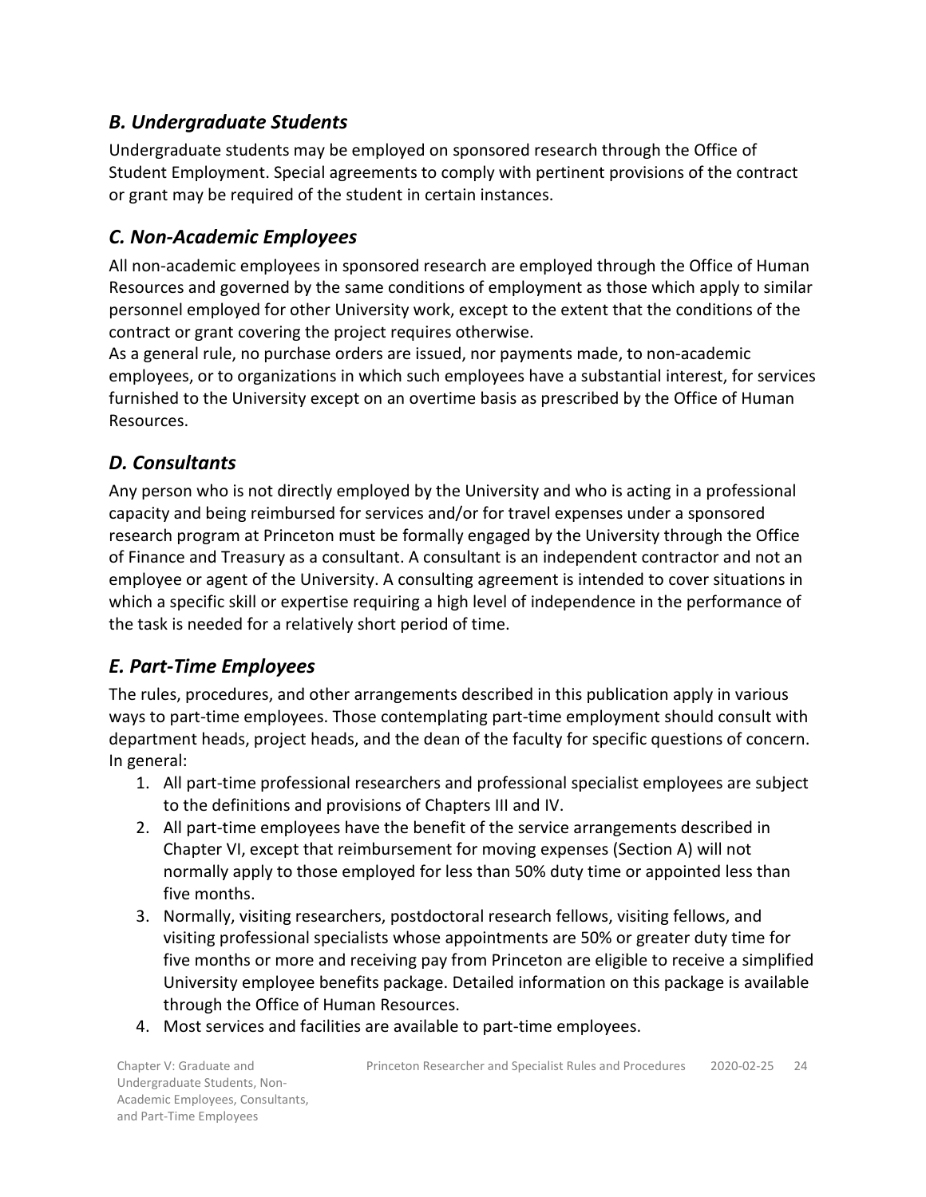## *B. Undergraduate Students*

Undergraduate students may be employed on sponsored research through the Office of Student Employment. Special agreements to comply with pertinent provisions of the contract or grant may be required of the student in certain instances.

## *C. Non-Academic Employees*

All non-academic employees in sponsored research are employed through the Office of Human Resources and governed by the same conditions of employment as those which apply to similar personnel employed for other University work, except to the extent that the conditions of the contract or grant covering the project requires otherwise.

As a general rule, no purchase orders are issued, nor payments made, to non-academic employees, or to organizations in which such employees have a substantial interest, for services furnished to the University except on an overtime basis as prescribed by the Office of Human Resources.

## *D. Consultants*

Any person who is not directly employed by the University and who is acting in a professional capacity and being reimbursed for services and/or for travel expenses under a sponsored research program at Princeton must be formally engaged by the University through the Office of Finance and Treasury as a consultant. A consultant is an independent contractor and not an employee or agent of the University. A consulting agreement is intended to cover situations in which a specific skill or expertise requiring a high level of independence in the performance of the task is needed for a relatively short period of time.

## *E. Part-Time Employees*

The rules, procedures, and other arrangements described in this publication apply in various ways to part-time employees. Those contemplating part-time employment should consult with department heads, project heads, and the dean of the faculty for specific questions of concern. In general:

1. All part-time professional researchers and professional specialist employees are subject to the definitions and provisions of Chapters III and IV.
2. All part-time employees have the benefit of the service arrangements described in Chapter VI, except that reimbursement for moving expenses (Section A) will not normally apply to those employed for less than 50% duty time or appointed less than five months.
3. Normally, visiting researchers, postdoctoral research fellows, visiting fellows, and visiting professional specialists whose appointments are 50% or greater duty time for five months or more and receiving pay from Princeton are eligible to receive a simplified University employee benefits package. Detailed information on this package is available through the Office of Human Resources.
4. Most services and facilities are available to part-time employees.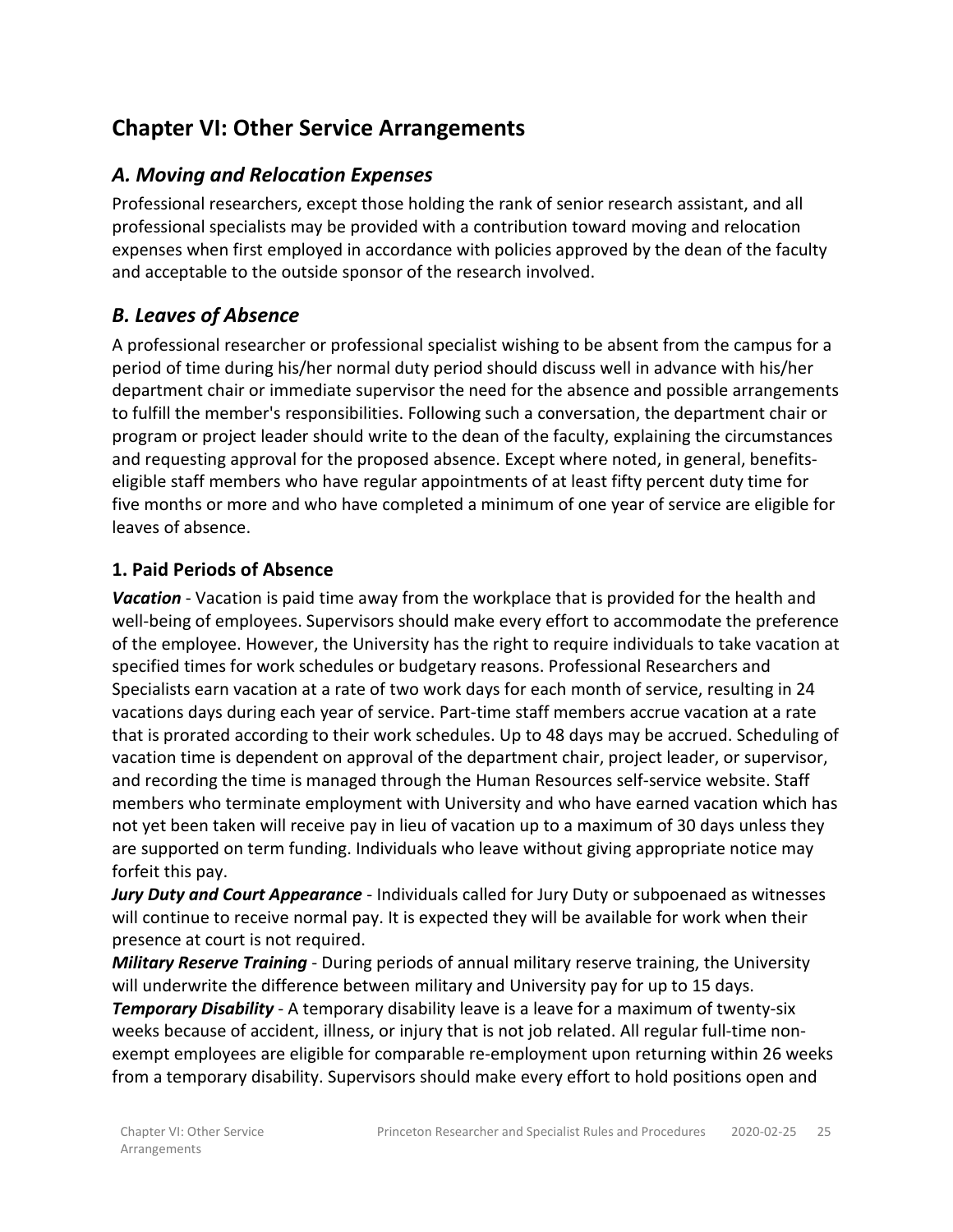## Chapter VI: Other Service Arrangements

### *A. Moving and Relocation Expenses*

Professional researchers, except those holding the rank of senior research assistant, and all professional specialists may be provided with a contribution toward moving and relocation expenses when first employed in accordance with policies approved by the dean of the faculty and acceptable to the outside sponsor of the research involved.

### *B. Leaves of Absence*

A professional researcher or professional specialist wishing to be absent from the campus for a period of time during his/her normal duty period should discuss well in advance with his/her department chair or immediate supervisor the need for the absence and possible arrangements to fulfill the member's responsibilities. Following such a conversation, the department chair or program or project leader should write to the dean of the faculty, explaining the circumstances and requesting approval for the proposed absence. Except where noted, in general, benefits-eligible staff members who have regular appointments of at least fifty percent duty time for five months or more and who have completed a minimum of one year of service are eligible for leaves of absence.

#### 1. Paid Periods of Absence

***Vacation*** - Vacation is paid time away from the workplace that is provided for the health and well-being of employees. Supervisors should make every effort to accommodate the preference of the employee. However, the University has the right to require individuals to take vacation at specified times for work schedules or budgetary reasons. Professional Researchers and Specialists earn vacation at a rate of two work days for each month of service, resulting in 24 vacations days during each year of service. Part-time staff members accrue vacation at a rate that is prorated according to their work schedules. Up to 48 days may be accrued. Scheduling of vacation time is dependent on approval of the department chair, project leader, or supervisor, and recording the time is managed through the Human Resources self-service website. Staff members who terminate employment with University and who have earned vacation which has not yet been taken will receive pay in lieu of vacation up to a maximum of 30 days unless they are supported on term funding. Individuals who leave without giving appropriate notice may forfeit this pay.

***Jury Duty and Court Appearance*** - Individuals called for Jury Duty or subpoenaed as witnesses will continue to receive normal pay. It is expected they will be available for work when their presence at court is not required.

***Military Reserve Training*** - During periods of annual military reserve training, the University will underwrite the difference between military and University pay for up to 15 days.

***Temporary Disability*** - A temporary disability leave is a leave for a maximum of twenty-six weeks because of accident, illness, or injury that is not job related. All regular full-time non-exempt employees are eligible for comparable re-employment upon returning within 26 weeks from a temporary disability. Supervisors should make every effort to hold positions open and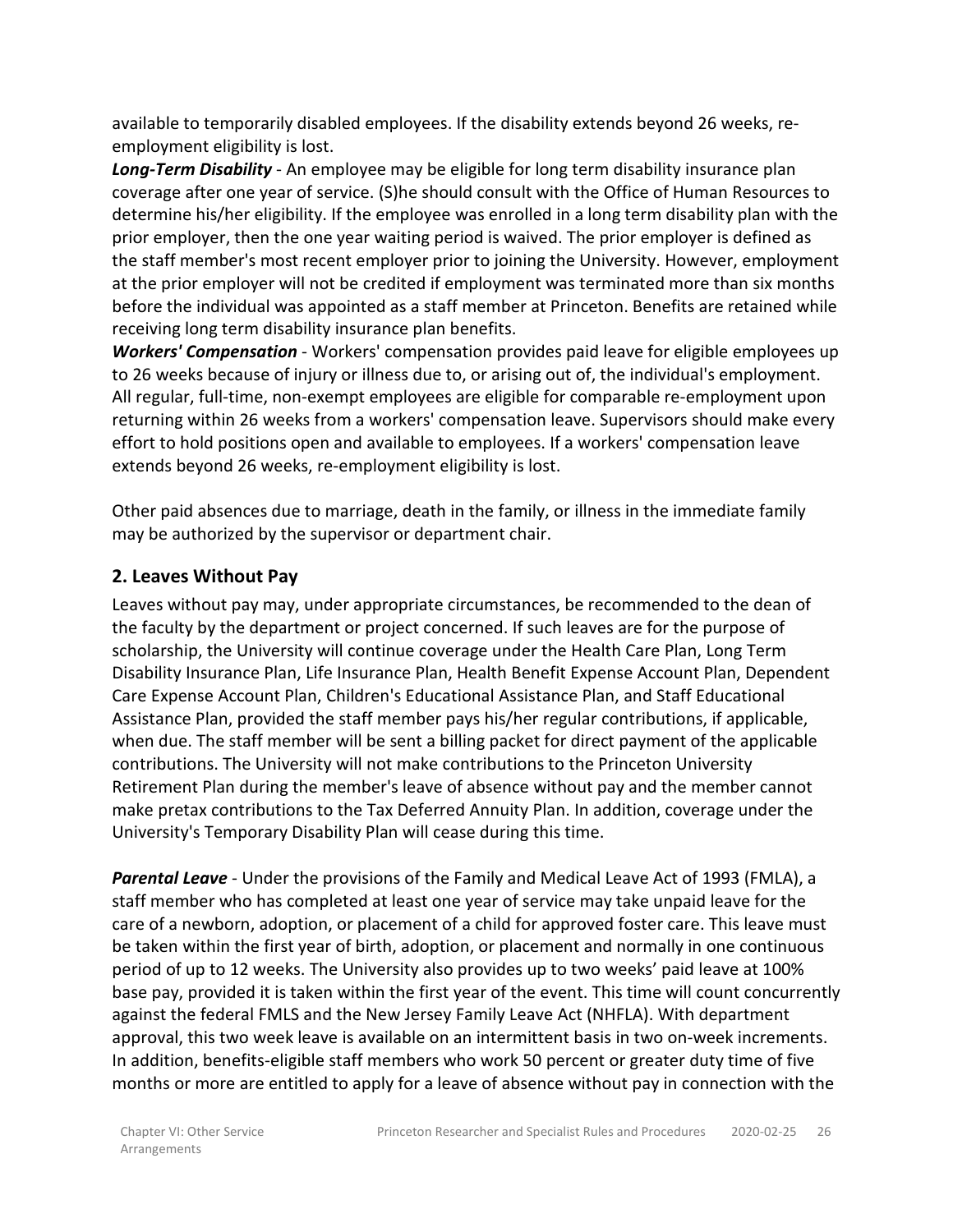available to temporarily disabled employees. If the disability extends beyond 26 weeks, re-employment eligibility is lost.

***Long-Term Disability*** - An employee may be eligible for long term disability insurance plan coverage after one year of service. (S)he should consult with the Office of Human Resources to determine his/her eligibility. If the employee was enrolled in a long term disability plan with the prior employer, then the one year waiting period is waived. The prior employer is defined as the staff member's most recent employer prior to joining the University. However, employment at the prior employer will not be credited if employment was terminated more than six months before the individual was appointed as a staff member at Princeton. Benefits are retained while receiving long term disability insurance plan benefits.

***Workers' Compensation*** - Workers' compensation provides paid leave for eligible employees up to 26 weeks because of injury or illness due to, or arising out of, the individual's employment. All regular, full-time, non-exempt employees are eligible for comparable re-employment upon returning within 26 weeks from a workers' compensation leave. Supervisors should make every effort to hold positions open and available to employees. If a workers' compensation leave extends beyond 26 weeks, re-employment eligibility is lost.

Other paid absences due to marriage, death in the family, or illness in the immediate family may be authorized by the supervisor or department chair.

## 2. Leaves Without Pay

Leaves without pay may, under appropriate circumstances, be recommended to the dean of the faculty by the department or project concerned. If such leaves are for the purpose of scholarship, the University will continue coverage under the Health Care Plan, Long Term Disability Insurance Plan, Life Insurance Plan, Health Benefit Expense Account Plan, Dependent Care Expense Account Plan, Children's Educational Assistance Plan, and Staff Educational Assistance Plan, provided the staff member pays his/her regular contributions, if applicable, when due. The staff member will be sent a billing packet for direct payment of the applicable contributions. The University will not make contributions to the Princeton University Retirement Plan during the member's leave of absence without pay and the member cannot make pretax contributions to the Tax Deferred Annuity Plan. In addition, coverage under the University's Temporary Disability Plan will cease during this time.

***Parental Leave*** - Under the provisions of the Family and Medical Leave Act of 1993 (FMLA), a staff member who has completed at least one year of service may take unpaid leave for the care of a newborn, adoption, or placement of a child for approved foster care. This leave must be taken within the first year of birth, adoption, or placement and normally in one continuous period of up to 12 weeks. The University also provides up to two weeks' paid leave at 100% base pay, provided it is taken within the first year of the event. This time will count concurrently against the federal FMLS and the New Jersey Family Leave Act (NHFLA). With department approval, this two week leave is available on an intermittent basis in two on-week increments. In addition, benefits-eligible staff members who work 50 percent or greater duty time of five months or more are entitled to apply for a leave of absence without pay in connection with the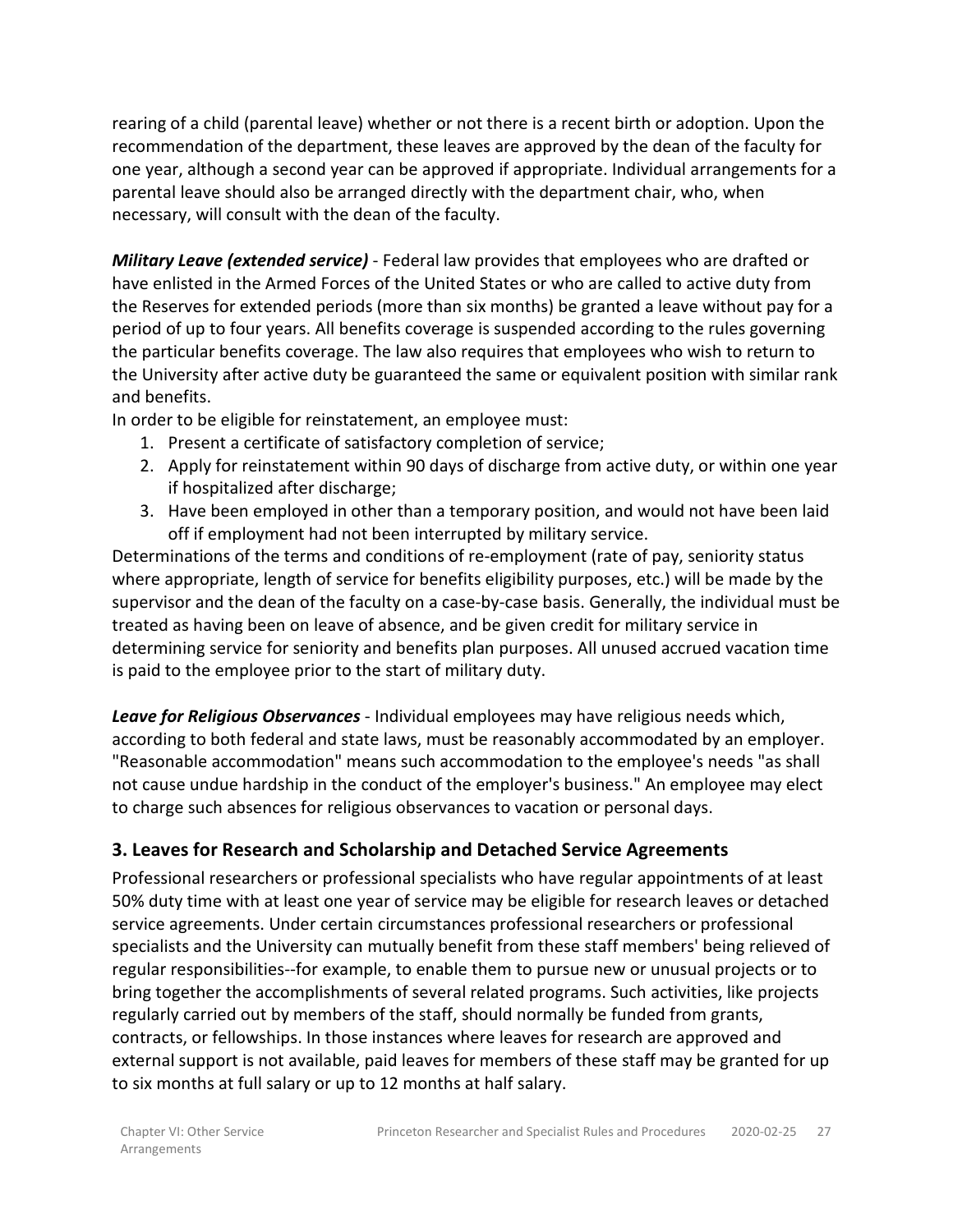rearing of a child (parental leave) whether or not there is a recent birth or adoption. Upon the recommendation of the department, these leaves are approved by the dean of the faculty for one year, although a second year can be approved if appropriate. Individual arrangements for a parental leave should also be arranged directly with the department chair, who, when necessary, will consult with the dean of the faculty.

***Military Leave (extended service)*** - Federal law provides that employees who are drafted or have enlisted in the Armed Forces of the United States or who are called to active duty from the Reserves for extended periods (more than six months) be granted a leave without pay for a period of up to four years. All benefits coverage is suspended according to the rules governing the particular benefits coverage. The law also requires that employees who wish to return to the University after active duty be guaranteed the same or equivalent position with similar rank and benefits.

In order to be eligible for reinstatement, an employee must:

1. Present a certificate of satisfactory completion of service;
2. Apply for reinstatement within 90 days of discharge from active duty, or within one year if hospitalized after discharge;
3. Have been employed in other than a temporary position, and would not have been laid off if employment had not been interrupted by military service.

Determinations of the terms and conditions of re-employment (rate of pay, seniority status where appropriate, length of service for benefits eligibility purposes, etc.) will be made by the supervisor and the dean of the faculty on a case-by-case basis. Generally, the individual must be treated as having been on leave of absence, and be given credit for military service in determining service for seniority and benefits plan purposes. All unused accrued vacation time is paid to the employee prior to the start of military duty.

***Leave for Religious Observances*** - Individual employees may have religious needs which, according to both federal and state laws, must be reasonably accommodated by an employer. "Reasonable accommodation" means such accommodation to the employee's needs "as shall not cause undue hardship in the conduct of the employer's business." An employee may elect to charge such absences for religious observances to vacation or personal days.

## 3. Leaves for Research and Scholarship and Detached Service Agreements

Professional researchers or professional specialists who have regular appointments of at least 50% duty time with at least one year of service may be eligible for research leaves or detached service agreements. Under certain circumstances professional researchers or professional specialists and the University can mutually benefit from these staff members' being relieved of regular responsibilities--for example, to enable them to pursue new or unusual projects or to bring together the accomplishments of several related programs. Such activities, like projects regularly carried out by members of the staff, should normally be funded from grants, contracts, or fellowships. In those instances where leaves for research are approved and external support is not available, paid leaves for members of these staff may be granted for up to six months at full salary or up to 12 months at half salary.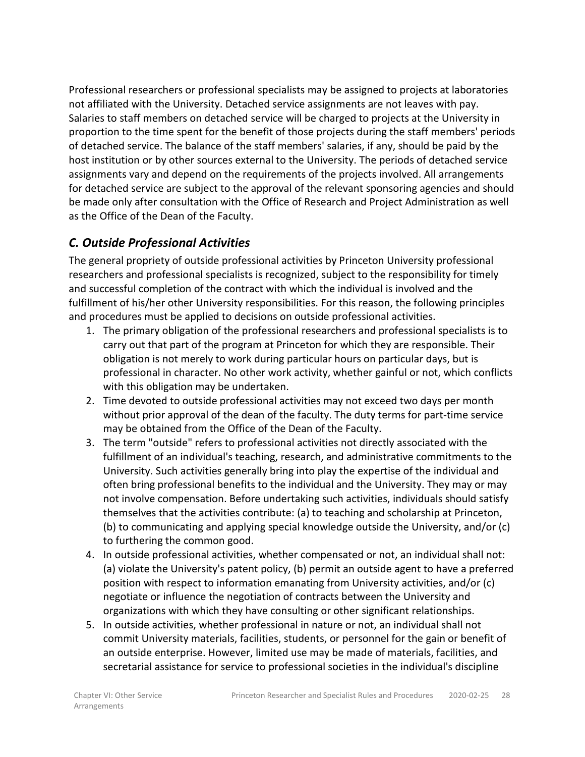Professional researchers or professional specialists may be assigned to projects at laboratories not affiliated with the University. Detached service assignments are not leaves with pay. Salaries to staff members on detached service will be charged to projects at the University in proportion to the time spent for the benefit of those projects during the staff members' periods of detached service. The balance of the staff members' salaries, if any, should be paid by the host institution or by other sources external to the University. The periods of detached service assignments vary and depend on the requirements of the projects involved. All arrangements for detached service are subject to the approval of the relevant sponsoring agencies and should be made only after consultation with the Office of Research and Project Administration as well as the Office of the Dean of the Faculty.

### *C. Outside Professional Activities*

The general propriety of outside professional activities by Princeton University professional researchers and professional specialists is recognized, subject to the responsibility for timely and successful completion of the contract with which the individual is involved and the fulfillment of his/her other University responsibilities. For this reason, the following principles and procedures must be applied to decisions on outside professional activities.

1. The primary obligation of the professional researchers and professional specialists is to carry out that part of the program at Princeton for which they are responsible. Their obligation is not merely to work during particular hours on particular days, but is professional in character. No other work activity, whether gainful or not, which conflicts with this obligation may be undertaken.
2. Time devoted to outside professional activities may not exceed two days per month without prior approval of the dean of the faculty. The duty terms for part-time service may be obtained from the Office of the Dean of the Faculty.
3. The term "outside" refers to professional activities not directly associated with the fulfillment of an individual's teaching, research, and administrative commitments to the University. Such activities generally bring into play the expertise of the individual and often bring professional benefits to the individual and the University. They may or may not involve compensation. Before undertaking such activities, individuals should satisfy themselves that the activities contribute: (a) to teaching and scholarship at Princeton, (b) to communicating and applying special knowledge outside the University, and/or (c) to furthering the common good.
4. In outside professional activities, whether compensated or not, an individual shall not: (a) violate the University's patent policy, (b) permit an outside agent to have a preferred position with respect to information emanating from University activities, and/or (c) negotiate or influence the negotiation of contracts between the University and organizations with which they have consulting or other significant relationships.
5. In outside activities, whether professional in nature or not, an individual shall not commit University materials, facilities, students, or personnel for the gain or benefit of an outside enterprise. However, limited use may be made of materials, facilities, and secretarial assistance for service to professional societies in the individual's discipline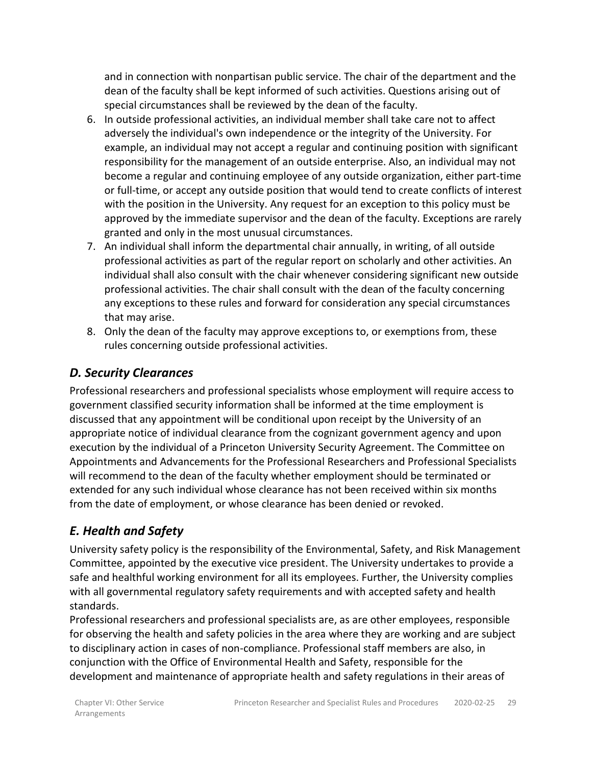and in connection with nonpartisan public service. The chair of the department and the dean of the faculty shall be kept informed of such activities. Questions arising out of special circumstances shall be reviewed by the dean of the faculty.

6. In outside professional activities, an individual member shall take care not to affect adversely the individual's own independence or the integrity of the University. For example, an individual may not accept a regular and continuing position with significant responsibility for the management of an outside enterprise. Also, an individual may not become a regular and continuing employee of any outside organization, either part-time or full-time, or accept any outside position that would tend to create conflicts of interest with the position in the University. Any request for an exception to this policy must be approved by the immediate supervisor and the dean of the faculty. Exceptions are rarely granted and only in the most unusual circumstances.
7. An individual shall inform the departmental chair annually, in writing, of all outside professional activities as part of the regular report on scholarly and other activities. An individual shall also consult with the chair whenever considering significant new outside professional activities. The chair shall consult with the dean of the faculty concerning any exceptions to these rules and forward for consideration any special circumstances that may arise.
8. Only the dean of the faculty may approve exceptions to, or exemptions from, these rules concerning outside professional activities.

## *D. Security Clearances*

Professional researchers and professional specialists whose employment will require access to government classified security information shall be informed at the time employment is discussed that any appointment will be conditional upon receipt by the University of an appropriate notice of individual clearance from the cognizant government agency and upon execution by the individual of a Princeton University Security Agreement. The Committee on Appointments and Advancements for the Professional Researchers and Professional Specialists will recommend to the dean of the faculty whether employment should be terminated or extended for any such individual whose clearance has not been received within six months from the date of employment, or whose clearance has been denied or revoked.

## *E. Health and Safety*

University safety policy is the responsibility of the Environmental, Safety, and Risk Management Committee, appointed by the executive vice president. The University undertakes to provide a safe and healthful working environment for all its employees. Further, the University complies with all governmental regulatory safety requirements and with accepted safety and health standards.

Professional researchers and professional specialists are, as are other employees, responsible for observing the health and safety policies in the area where they are working and are subject to disciplinary action in cases of non-compliance. Professional staff members are also, in conjunction with the Office of Environmental Health and Safety, responsible for the development and maintenance of appropriate health and safety regulations in their areas of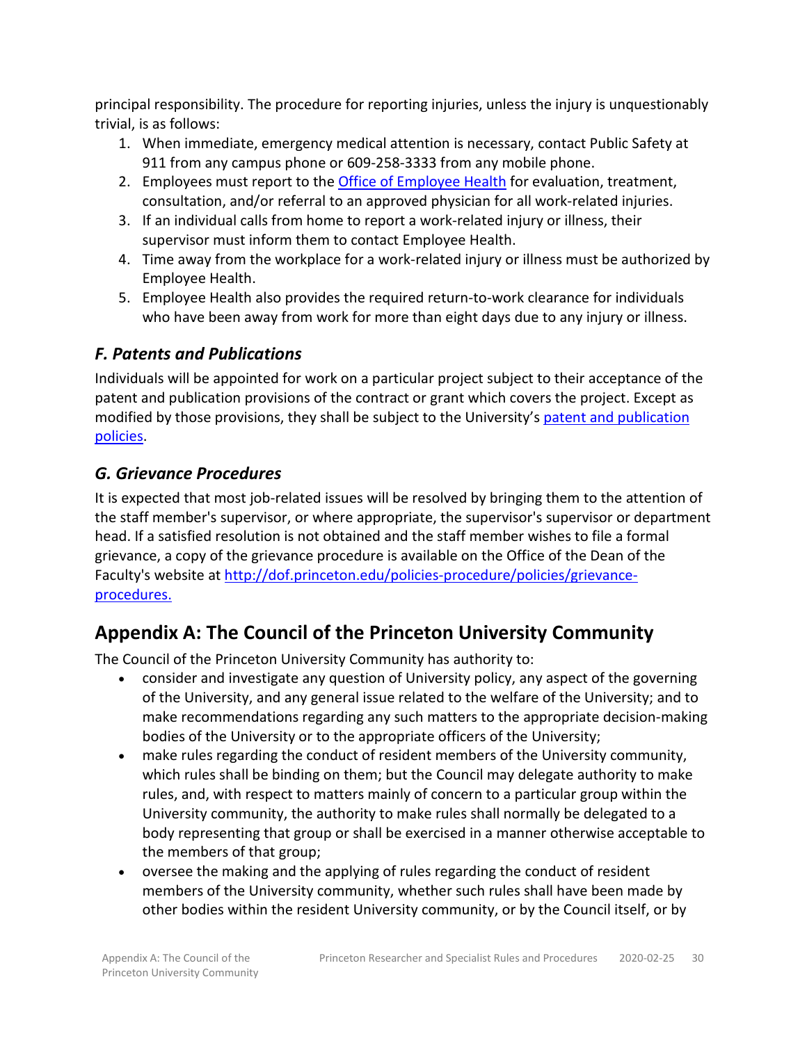principal responsibility. The procedure for reporting injuries, unless the injury is unquestionably trivial, is as follows:

1. When immediate, emergency medical attention is necessary, contact Public Safety at 911 from any campus phone or 609-258-3333 from any mobile phone.
2. Employees must report to the [Office of Employee Health]() for evaluation, treatment, consultation, and/or referral to an approved physician for all work-related injuries.
3. If an individual calls from home to report a work-related injury or illness, their supervisor must inform them to contact Employee Health.
4. Time away from the workplace for a work-related injury or illness must be authorized by Employee Health.
5. Employee Health also provides the required return-to-work clearance for individuals who have been away from work for more than eight days due to any injury or illness.

### *F. Patents and Publications*

Individuals will be appointed for work on a particular project subject to their acceptance of the patent and publication provisions of the contract or grant which covers the project. Except as modified by those provisions, they shall be subject to the University's [patent and publication policies]().

### *G. Grievance Procedures*

It is expected that most job-related issues will be resolved by bringing them to the attention of the staff member's supervisor, or where appropriate, the supervisor's supervisor or department head. If a satisfied resolution is not obtained and the staff member wishes to file a formal grievance, a copy of the grievance procedure is available on the Office of the Dean of the Faculty's website at [http://dof.princeton.edu/policies-procedure/policies/grievance-procedures.](http://dof.princeton.edu/policies-procedure/policies/grievance-procedures)

## Appendix A: The Council of the Princeton University Community

The Council of the Princeton University Community has authority to:

- consider and investigate any question of University policy, any aspect of the governing of the University, and any general issue related to the welfare of the University; and to make recommendations regarding any such matters to the appropriate decision-making bodies of the University or to the appropriate officers of the University;
- make rules regarding the conduct of resident members of the University community, which rules shall be binding on them; but the Council may delegate authority to make rules, and, with respect to matters mainly of concern to a particular group within the University community, the authority to make rules shall normally be delegated to a body representing that group or shall be exercised in a manner otherwise acceptable to the members of that group;
- oversee the making and the applying of rules regarding the conduct of resident members of the University community, whether such rules shall have been made by other bodies within the resident University community, or by the Council itself, or by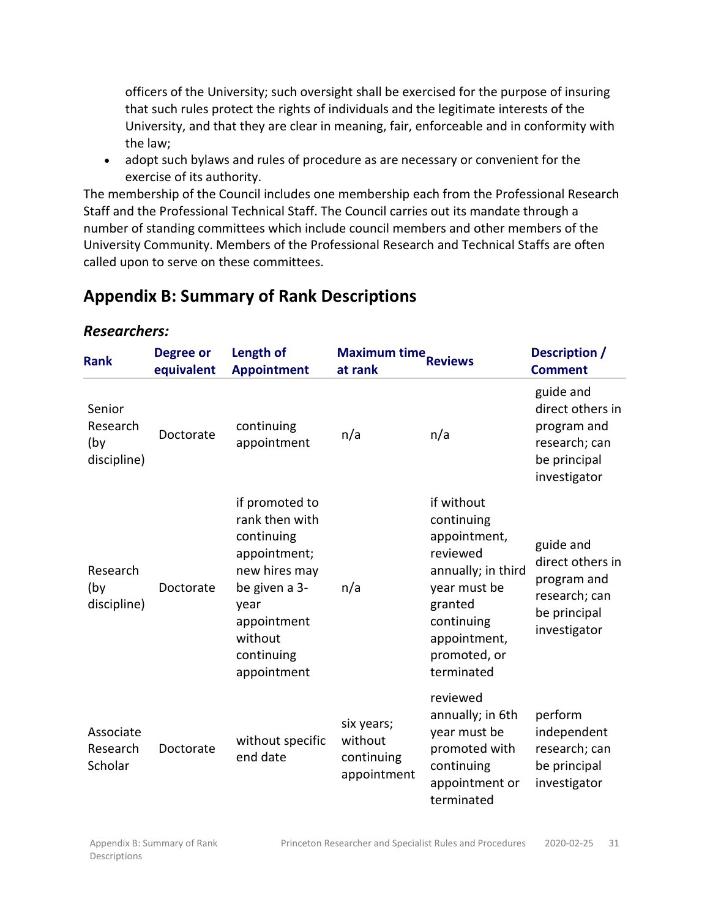officers of the University; such oversight shall be exercised for the purpose of insuring that such rules protect the rights of individuals and the legitimate interests of the University, and that they are clear in meaning, fair, enforceable and in conformity with the law;

- adopt such bylaws and rules of procedure as are necessary or convenient for the exercise of its authority.

The membership of the Council includes one membership each from the Professional Research Staff and the Professional Technical Staff. The Council carries out its mandate through a number of standing committees which include council members and other members of the University Community. Members of the Professional Research and Technical Staffs are often called upon to serve on these committees.

## Appendix B: Summary of Rank Descriptions

### *Researchers:*

| Rank | Degree or equivalent | Length of Appointment | Maximum time at rank | Reviews | Description / Comment |
|---|---|---|---|---|---|
| Senior Research (by discipline) | Doctorate | continuing appointment | n/a | n/a | guide and direct others in program and research; can be principal investigator |
| Research (by discipline) | Doctorate | if promoted to rank then with continuing appointment; new hires may be given a 3-year appointment without continuing appointment | n/a | if without continuing appointment, reviewed annually; in third year must be granted continuing appointment, promoted, or terminated | guide and direct others in program and research; can be principal investigator |
| Associate Research Scholar | Doctorate | without specific end date | six years; without continuing appointment | reviewed annually; in 6th year must be promoted with continuing appointment or terminated | perform independent research; can be principal investigator |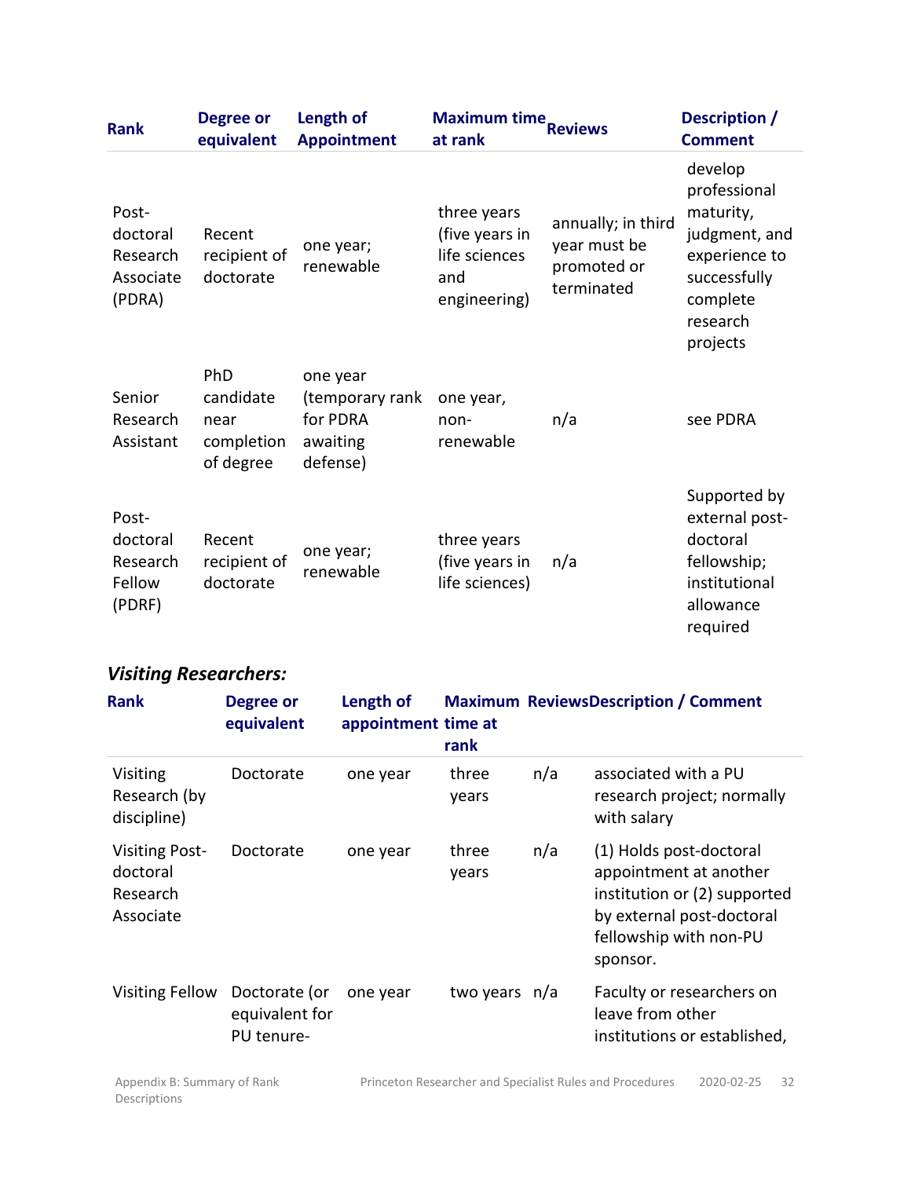| Rank | Degree or equivalent | Length of Appointment | Maximum time at rank | Reviews | Description / Comment |
|---|---|---|---|---|---|
| Post-doctoral Research Associate (PDRA) | Recent recipient of doctorate | one year; renewable | three years (five years in life sciences and engineering) | annually; in third year must be promoted or terminated | develop professional maturity, judgment, and experience to successfully complete research projects |
| Senior Research Assistant | PhD candidate near completion of degree | one year (temporary rank for PDRA awaiting defense) | one year, non-renewable | n/a | see PDRA |
| Post-doctoral Research Fellow (PDRF) | Recent recipient of doctorate | one year; renewable | three years (five years in life sciences) | n/a | Supported by external post-doctoral fellowship; institutional allowance required |

### *Visiting Researchers:*

| Rank | Degree or equivalent | Length of appointment | Maximum time at rank | Reviews | Description / Comment |
|---|---|---|---|---|---|
| Visiting Research (by discipline) | Doctorate | one year | three years | n/a | associated with a PU research project; normally with salary |
| Visiting Post-doctoral Research Associate | Doctorate | one year | three years | n/a | (1) Holds post-doctoral appointment at another institution or (2) supported by external post-doctoral fellowship with non-PU sponsor. |
| Visiting Fellow | Doctorate (or equivalent for PU tenure- | one year | two years | n/a | Faculty or researchers on leave from other institutions or established, |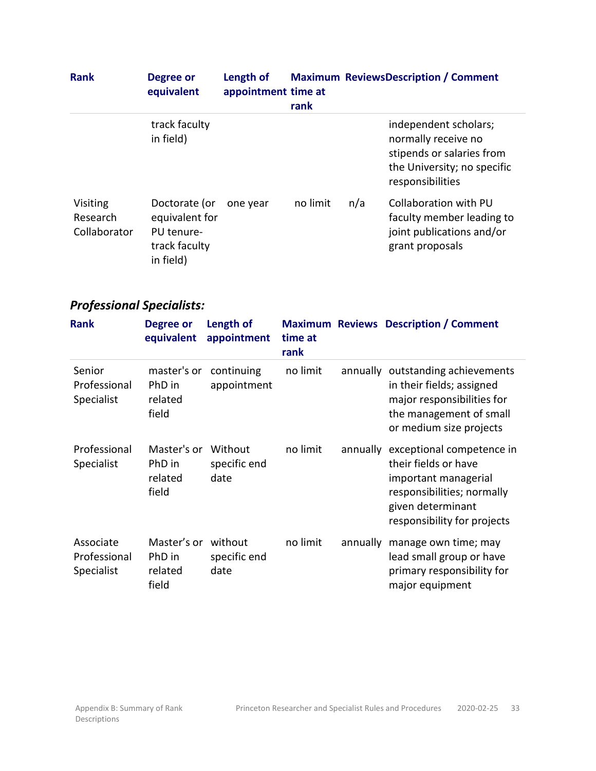| Rank | Degree or equivalent | Length of appointment | Maximum time at rank | Reviews | Description / Comment |
|---|---|---|---|---|---|
| | track faculty in field) | | | | independent scholars; normally receive no stipends or salaries from the University; no specific responsibilities |
| Visiting Research Collaborator | Doctorate (or equivalent for PU tenure-track faculty in field) | one year | no limit | n/a | Collaboration with PU faculty member leading to joint publications and/or grant proposals |

### *Professional Specialists:*

| Rank | Degree or equivalent | Length of appointment | Maximum time at rank | Reviews | Description / Comment |
|---|---|---|---|---|---|
| Senior Professional Specialist | master's or PhD in related field | continuing appointment | no limit | annually | outstanding achievements in their fields; assigned major responsibilities for the management of small or medium size projects |
| Professional Specialist | Master's or PhD in related field | Without specific end date | no limit | annually | exceptional competence in their fields or have important managerial responsibilities; normally given determinant responsibility for projects |
| Associate Professional Specialist | Master's or PhD in related field | without specific end date | no limit | annually | manage own time; may lead small group or have primary responsibility for major equipment |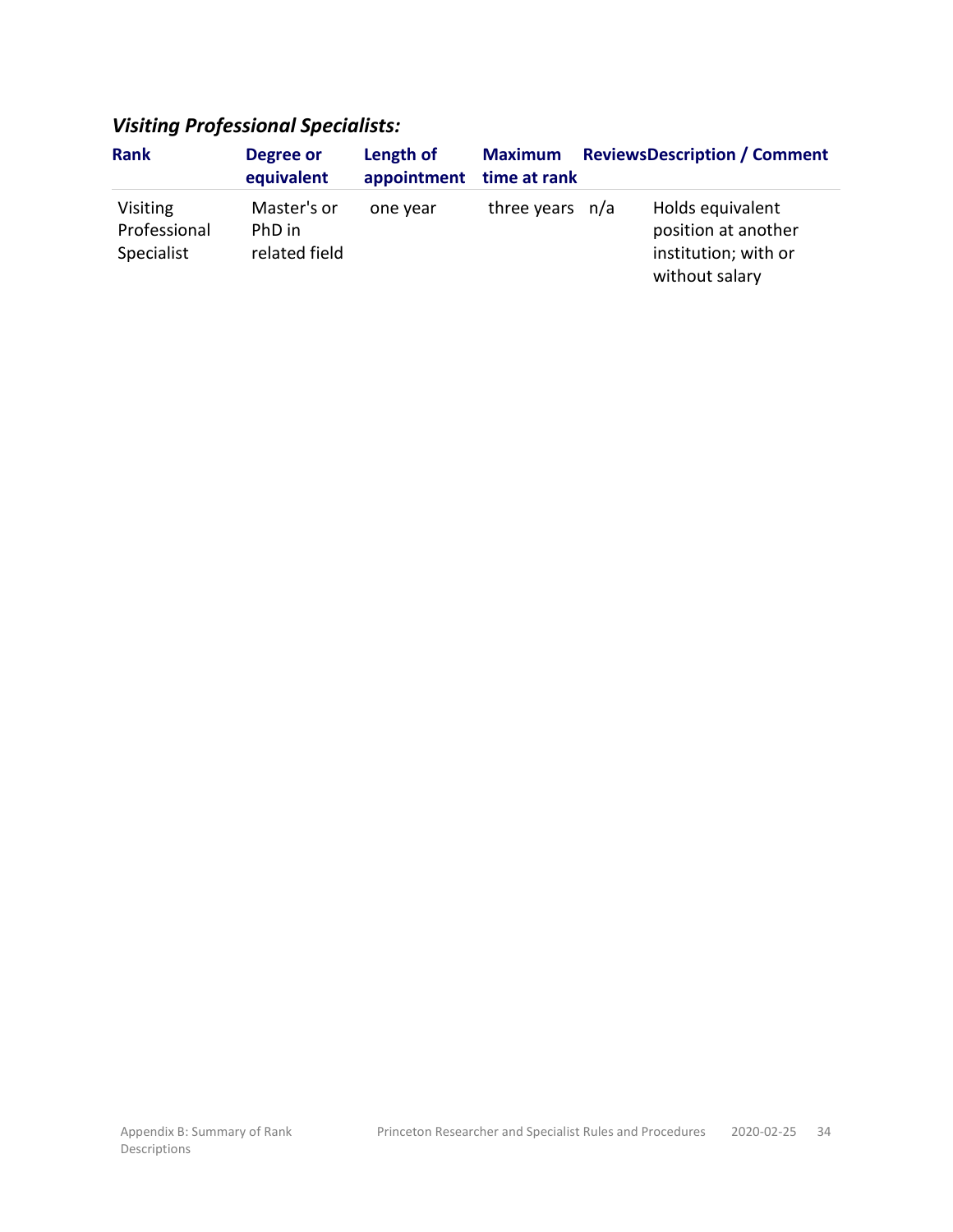### *Visiting Professional Specialists:*

| Rank | Degree or equivalent | Length of appointment | Maximum time at rank | Reviews | Description / Comment |
|---|---|---|---|---|---|
| Visiting Professional Specialist | Master's or PhD in related field | one year | three years | n/a | Holds equivalent position at another institution; with or without salary |